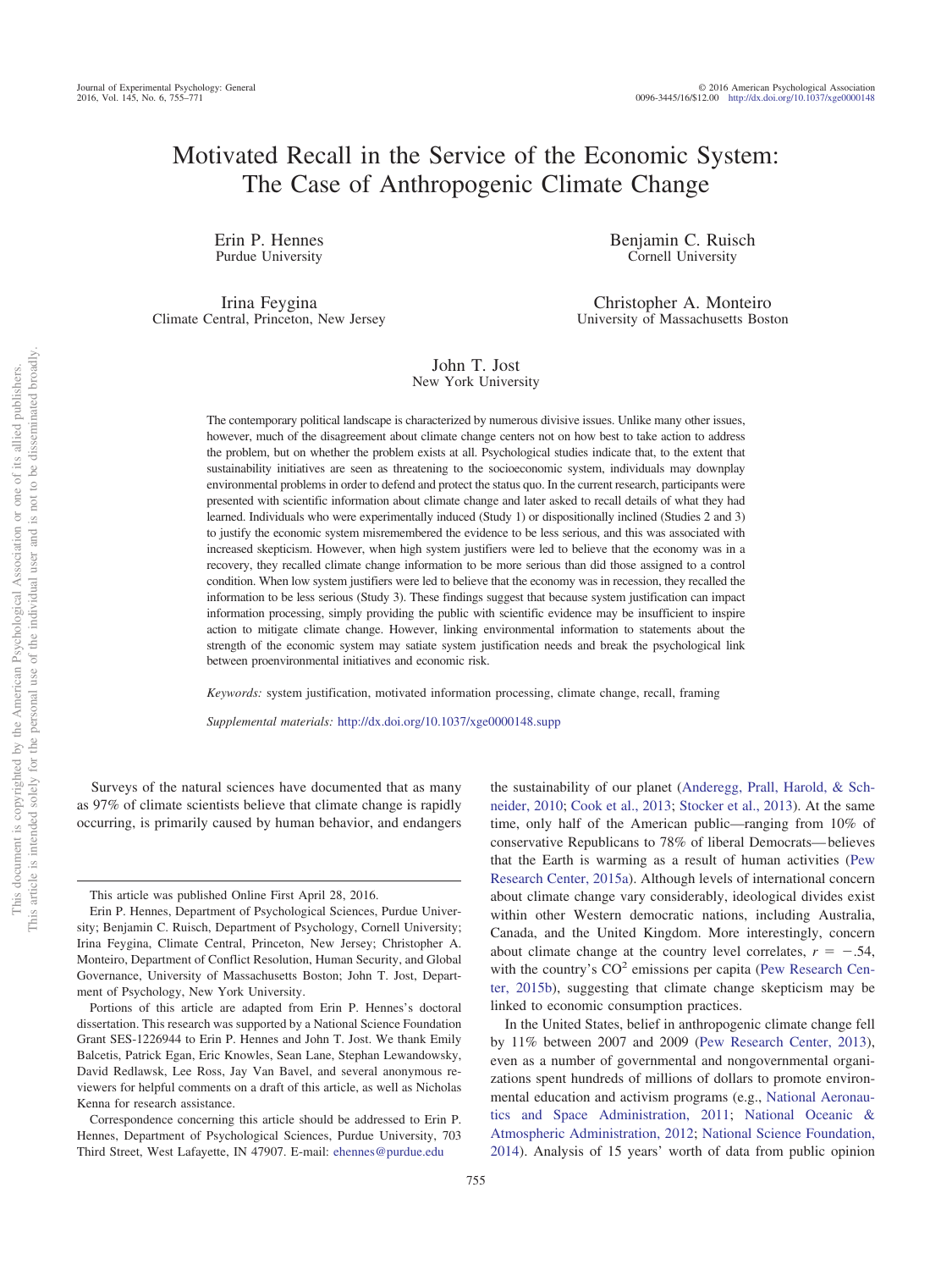# Motivated Recall in the Service of the Economic System: The Case of Anthropogenic Climate Change

Erin P. Hennes
Purdue University

Benjamin C. Ruisch
Cornell University

Irina Feygina
Climate Central, Princeton, New Jersey

Christopher A. Monteiro
University of Massachusetts Boston

John T. Jost
New York University

The contemporary political landscape is characterized by numerous divisive issues. Unlike many other issues, however, much of the disagreement about climate change centers not on how best to take action to address the problem, but on whether the problem exists at all. Psychological studies indicate that, to the extent that sustainability initiatives are seen as threatening to the socioeconomic system, individuals may downplay environmental problems in order to defend and protect the status quo. In the current research, participants were presented with scientific information about climate change and later asked to recall details of what they had learned. Individuals who were experimentally induced (Study 1) or dispositionally inclined (Studies 2 and 3) to justify the economic system misremembered the evidence to be less serious, and this was associated with increased skepticism. However, when high system justifiers were led to believe that the economy was in a recovery, they recalled climate change information to be more serious than did those assigned to a control condition. When low system justifiers were led to believe that the economy was in recession, they recalled the information to be less serious (Study 3). These findings suggest that because system justification can impact information processing, simply providing the public with scientific evidence may be insufficient to inspire action to mitigate climate change. However, linking environmental information to statements about the strength of the economic system may satiate system justification needs and break the psychological link between proenvironmental initiatives and economic risk.

*Keywords:* system justification, motivated information processing, climate change, recall, framing

*Supplemental materials:* http://dx.doi.org/10.1037/xge0000148.supp

Surveys of the natural sciences have documented that as many as 97% of climate scientists believe that climate change is rapidly occurring, is primarily caused by human behavior, and endangers the sustainability of our planet (Anderegg, Prall, Harold, & Schneider, 2010; Cook et al., 2013; Stocker et al., 2013). At the same time, only half of the American public—ranging from 10% of conservative Republicans to 78% of liberal Democrats—believes that the Earth is warming as a result of human activities (Pew Research Center, 2015a). Although levels of international concern about climate change vary considerably, ideological divides exist within other Western democratic nations, including Australia, Canada, and the United Kingdom. More interestingly, concern about climate change at the country level correlates, $r = -.54$, with the country's $CO^2$ emissions per capita (Pew Research Center, 2015b), suggesting that climate change skepticism may be linked to economic consumption practices.

In the United States, belief in anthropogenic climate change fell by 11% between 2007 and 2009 (Pew Research Center, 2013), even as a number of governmental and nongovernmental organizations spent hundreds of millions of dollars to promote environmental education and activism programs (e.g., National Aeronautics and Space Administration, 2011; National Oceanic & Atmospheric Administration, 2012; National Science Foundation, 2014). Analysis of 15 years' worth of data from public opinion

---

This article was published Online First April 28, 2016.

Erin P. Hennes, Department of Psychological Sciences, Purdue University; Benjamin C. Ruisch, Department of Psychology, Cornell University; Irina Feygina, Climate Central, Princeton, New Jersey; Christopher A. Monteiro, Department of Conflict Resolution, Human Security, and Global Governance, University of Massachusetts Boston; John T. Jost, Department of Psychology, New York University.

Portions of this article are adapted from Erin P. Hennes's doctoral dissertation. This research was supported by a National Science Foundation Grant SES-1226944 to Erin P. Hennes and John T. Jost. We thank Emily Balcetis, Patrick Egan, Eric Knowles, Sean Lane, Stephan Lewandowsky, David Redlawsk, Lee Ross, Jay Van Bavel, and several anonymous reviewers for helpful comments on a draft of this article, as well as Nicholas Kenna for research assistance.

Correspondence concerning this article should be addressed to Erin P. Hennes, Department of Psychological Sciences, Purdue University, 703 Third Street, West Lafayette, IN 47907. E-mail: ehennes@purdue.edu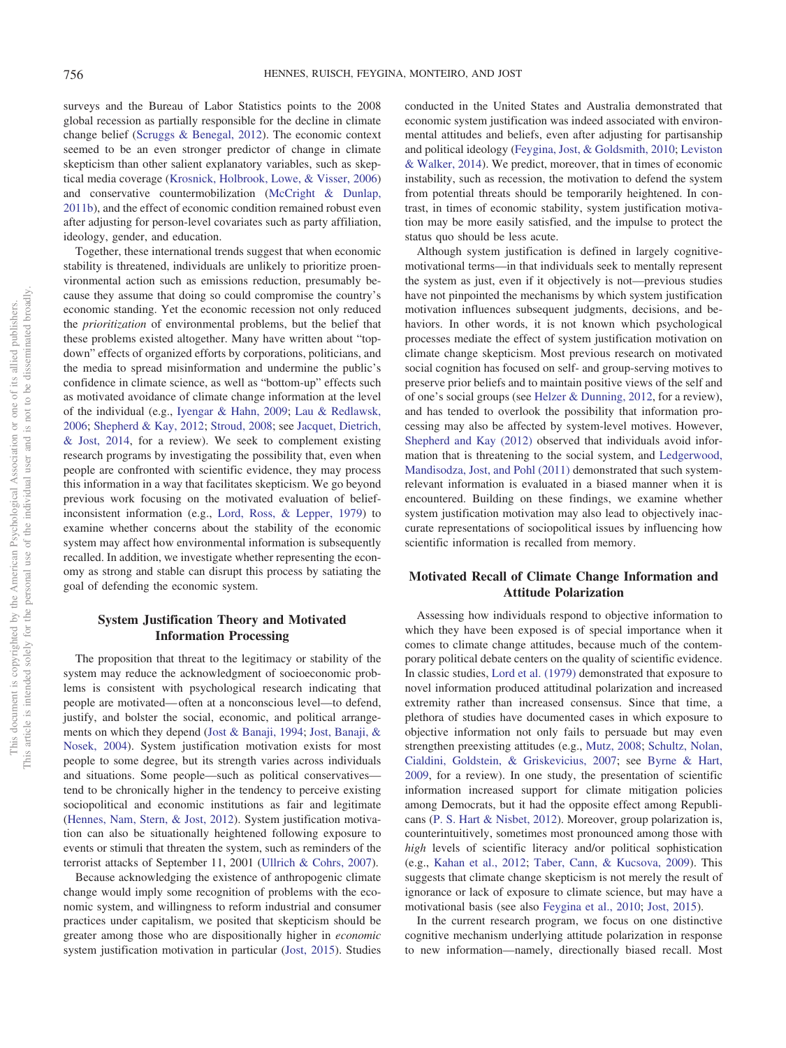surveys and the Bureau of Labor Statistics points to the 2008 global recession as partially responsible for the decline in climate change belief (Scruggs & Benegal, 2012). The economic context seemed to be an even stronger predictor of change in climate skepticism than other salient explanatory variables, such as skeptical media coverage (Krosnick, Holbrook, Lowe, & Visser, 2006) and conservative countermobilization (McCright & Dunlap, 2011b), and the effect of economic condition remained robust even after adjusting for person-level covariates such as party affiliation, ideology, gender, and education.

Together, these international trends suggest that when economic stability is threatened, individuals are unlikely to prioritize proenvironmental action such as emissions reduction, presumably because they assume that doing so could compromise the country's economic standing. Yet the economic recession not only reduced the *prioritization* of environmental problems, but the belief that these problems existed altogether. Many have written about "top-down" effects of organized efforts by corporations, politicians, and the media to spread misinformation and undermine the public's confidence in climate science, as well as "bottom-up" effects such as motivated avoidance of climate change information at the level of the individual (e.g., Iyengar & Hahn, 2009; Lau & Redlawsk, 2006; Shepherd & Kay, 2012; Stroud, 2008; see Jacquet, Dietrich, & Jost, 2014, for a review). We seek to complement existing research programs by investigating the possibility that, even when people are confronted with scientific evidence, they may process this information in a way that facilitates skepticism. We go beyond previous work focusing on the motivated evaluation of belief-inconsistent information (e.g., Lord, Ross, & Lepper, 1979) to examine whether concerns about the stability of the economic system may affect how environmental information is subsequently recalled. In addition, we investigate whether representing the economy as strong and stable can disrupt this process by satiating the goal of defending the economic system.

## System Justification Theory and Motivated Information Processing

The proposition that threat to the legitimacy or stability of the system may reduce the acknowledgment of socioeconomic problems is consistent with psychological research indicating that people are motivated—often at a nonconscious level—to defend, justify, and bolster the social, economic, and political arrangements on which they depend (Jost & Banaji, 1994; Jost, Banaji, & Nosek, 2004). System justification motivation exists for most people to some degree, but its strength varies across individuals and situations. Some people—such as political conservatives—tend to be chronically higher in the tendency to perceive existing sociopolitical and economic institutions as fair and legitimate (Hennes, Nam, Stern, & Jost, 2012). System justification motivation can also be situationally heightened following exposure to events or stimuli that threaten the system, such as reminders of the terrorist attacks of September 11, 2001 (Ullrich & Cohrs, 2007).

Because acknowledging the existence of anthropogenic climate change would imply some recognition of problems with the economic system, and willingness to reform industrial and consumer practices under capitalism, we posited that skepticism should be greater among those who are dispositionally higher in *economic* system justification motivation in particular (Jost, 2015). Studies conducted in the United States and Australia demonstrated that economic system justification was indeed associated with environmental attitudes and beliefs, even after adjusting for partisanship and political ideology (Feygina, Jost, & Goldsmith, 2010; Leviston & Walker, 2014). We predict, moreover, that in times of economic instability, such as recession, the motivation to defend the system from potential threats should be temporarily heightened. In contrast, in times of economic stability, system justification motivation may be more easily satisfied, and the impulse to protect the status quo should be less acute.

Although system justification is defined in largely cognitive-motivational terms—in that individuals seek to mentally represent the system as just, even if it objectively is not—previous studies have not pinpointed the mechanisms by which system justification motivation influences subsequent judgments, decisions, and behaviors. In other words, it is not known which psychological processes mediate the effect of system justification motivation on climate change skepticism. Most previous research on motivated social cognition has focused on self- and group-serving motives to preserve prior beliefs and to maintain positive views of the self and of one's social groups (see Helzer & Dunning, 2012, for a review), and has tended to overlook the possibility that information processing may also be affected by system-level motives. However, Shepherd and Kay (2012) observed that individuals avoid information that is threatening to the social system, and Ledgerwood, Mandisodza, Jost, and Pohl (2011) demonstrated that such system-relevant information is evaluated in a biased manner when it is encountered. Building on these findings, we examine whether system justification motivation may also lead to objectively inaccurate representations of sociopolitical issues by influencing how scientific information is recalled from memory.

## Motivated Recall of Climate Change Information and Attitude Polarization

Assessing how individuals respond to objective information to which they have been exposed is of special importance when it comes to climate change attitudes, because much of the contemporary political debate centers on the quality of scientific evidence. In classic studies, Lord et al. (1979) demonstrated that exposure to novel information produced attitudinal polarization and increased extremity rather than increased consensus. Since that time, a plethora of studies have documented cases in which exposure to objective information not only fails to persuade but may even strengthen preexisting attitudes (e.g., Mutz, 2008; Schultz, Nolan, Cialdini, Goldstein, & Griskevicius, 2007; see Byrne & Hart, 2009, for a review). In one study, the presentation of scientific information increased support for climate mitigation policies among Democrats, but it had the opposite effect among Republicans (P. S. Hart & Nisbet, 2012). Moreover, group polarization is, counterintuitively, sometimes most pronounced among those with *high* levels of scientific literacy and/or political sophistication (e.g., Kahan et al., 2012; Taber, Cann, & Kucsova, 2009). This suggests that climate change skepticism is not merely the result of ignorance or lack of exposure to climate science, but may have a motivational basis (see also Feygina et al., 2010; Jost, 2015).

In the current research program, we focus on one distinctive cognitive mechanism underlying attitude polarization in response to new information—namely, directionally biased recall. Most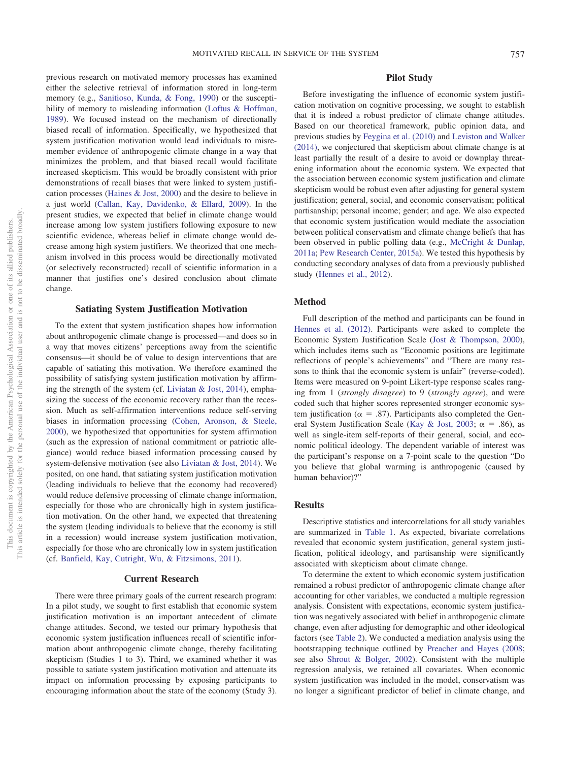previous research on motivated memory processes has examined either the selective retrieval of information stored in long-term memory (e.g., Sanitioso, Kunda, & Fong, 1990) or the susceptibility of memory to misleading information (Loftus & Hoffman, 1989). We focused instead on the mechanism of directionally biased recall of information. Specifically, we hypothesized that system justification motivation would lead individuals to misremember evidence of anthropogenic climate change in a way that minimizes the problem, and that biased recall would facilitate increased skepticism. This would be broadly consistent with prior demonstrations of recall biases that were linked to system justification processes (Haines & Jost, 2000) and the desire to believe in a just world (Callan, Kay, Davidenko, & Ellard, 2009). In the present studies, we expected that belief in climate change would increase among low system justifiers following exposure to new scientific evidence, whereas belief in climate change would decrease among high system justifiers. We theorized that one mechanism involved in this process would be directionally motivated (or selectively reconstructed) recall of scientific information in a manner that justifies one's desired conclusion about climate change.

### Satiating System Justification Motivation

To the extent that system justification shapes how information about anthropogenic climate change is processed—and does so in a way that moves citizens' perceptions away from the scientific consensus—it should be of value to design interventions that are capable of satiating this motivation. We therefore examined the possibility of satisfying system justification motivation by affirming the strength of the system (cf. Liviatan & Jost, 2014), emphasizing the success of the economic recovery rather than the recession. Much as self-affirmation interventions reduce self-serving biases in information processing (Cohen, Aronson, & Steele, 2000), we hypothesized that opportunities for system affirmation (such as the expression of national commitment or patriotic allegiance) would reduce biased information processing caused by system-defensive motivation (see also Liviatan & Jost, 2014). We posited, on one hand, that satiating system justification motivation (leading individuals to believe that the economy had recovered) would reduce defensive processing of climate change information, especially for those who are chronically high in system justification motivation. On the other hand, we expected that threatening the system (leading individuals to believe that the economy is still in a recession) would increase system justification motivation, especially for those who are chronically low in system justification (cf. Banfield, Kay, Cutright, Wu, & Fitzsimons, 2011).

### Current Research

There were three primary goals of the current research program: In a pilot study, we sought to first establish that economic system justification motivation is an important antecedent of climate change attitudes. Second, we tested our primary hypothesis that economic system justification influences recall of scientific information about anthropogenic climate change, thereby facilitating skepticism (Studies 1 to 3). Third, we examined whether it was possible to satiate system justification motivation and attenuate its impact on information processing by exposing participants to encouraging information about the state of the economy (Study 3).

## Pilot Study

Before investigating the influence of economic system justification motivation on cognitive processing, we sought to establish that it is indeed a robust predictor of climate change attitudes. Based on our theoretical framework, public opinion data, and previous studies by Feygina et al. (2010) and Leviston and Walker (2014), we conjectured that skepticism about climate change is at least partially the result of a desire to avoid or downplay threatening information about the economic system. We expected that the association between economic system justification and climate skepticism would be robust even after adjusting for general system justification; general, social, and economic conservatism; political partisanship; personal income; gender; and age. We also expected that economic system justification would mediate the association between political conservatism and climate change beliefs that has been observed in public polling data (e.g., McCright & Dunlap, 2011a; Pew Research Center, 2015a). We tested this hypothesis by conducting secondary analyses of data from a previously published study (Hennes et al., 2012).

### Method

Full description of the method and participants can be found in Hennes et al. (2012). Participants were asked to complete the Economic System Justification Scale (Jost & Thompson, 2000), which includes items such as "Economic positions are legitimate reflections of people's achievements" and "There are many reasons to think that the economic system is unfair" (reverse-coded). Items were measured on 9-point Likert-type response scales ranging from 1 (*strongly disagree*) to 9 (*strongly agree*), and were coded such that higher scores represented stronger economic system justification ($\alpha = .87$). Participants also completed the General System Justification Scale (Kay & Jost, 2003; $\alpha = .86$), as well as single-item self-reports of their general, social, and economic political ideology. The dependent variable of interest was the participant's response on a 7-point scale to the question "Do you believe that global warming is anthropogenic (caused by human behavior)?"

### Results

Descriptive statistics and intercorrelations for all study variables are summarized in Table 1. As expected, bivariate correlations revealed that economic system justification, general system justification, political ideology, and partisanship were significantly associated with skepticism about climate change.

To determine the extent to which economic system justification remained a robust predictor of anthropogenic climate change after accounting for other variables, we conducted a multiple regression analysis. Consistent with expectations, economic system justification was negatively associated with belief in anthropogenic climate change, even after adjusting for demographic and other ideological factors (see Table 2). We conducted a mediation analysis using the bootstrapping technique outlined by Preacher and Hayes (2008; see also Shrout & Bolger, 2002). Consistent with the multiple regression analysis, we retained all covariates. When economic system justification was included in the model, conservatism was no longer a significant predictor of belief in climate change, and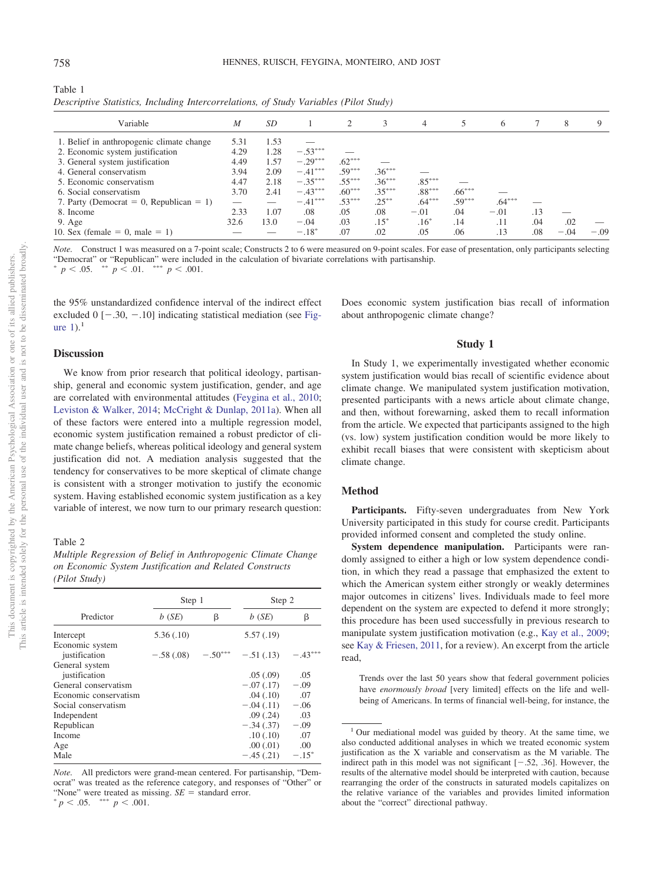Table 1

*Descriptive Statistics, Including Intercorrelations, of Study Variables (Pilot Study)*

| Variable | *M* | *SD* | 1 | 2 | 3 | 4 | 5 | 6 | 7 | 8 | 9 |
|---|---|---|---|---|---|---|---|---|---|---|---|
| 1. Belief in anthropogenic climate change | 5.31 | 1.53 | — | | | | | | | | |
| 2. Economic system justification | 4.29 | 1.28 | −.53*** | — | | | | | | | |
| 3. General system justification | 4.49 | 1.57 | −.29*** | .62*** | — | | | | | | |
| 4. General conservatism | 3.94 | 2.09 | −.41*** | .59*** | .36*** | — | | | | | |
| 5. Economic conservatism | 4.47 | 2.18 | −.35*** | .55*** | .36*** | .85*** | — | | | | |
| 6. Social conservatism | 3.70 | 2.41 | −.43*** | .60*** | .35*** | .88*** | .66*** | — | | | |
| 7. Party (Democrat = 0, Republican = 1) | — | — | −.41*** | .53*** | .25** | .64*** | .59*** | .64*** | — | | |
| 8. Income | 2.33 | 1.07 | .08 | .05 | .08 | −.01 | .04 | −.01 | .13 | — | |
| 9. Age | 32.6 | 13.0 | −.04 | .03 | .15* | .16* | .14 | .11 | .04 | .02 | — |
| 10. Sex (female = 0, male = 1) | — | — | −.18* | .07 | .02 | .05 | .06 | .13 | .08 | −.04 | −.09 |

*Note.* Construct 1 was measured on a 7-point scale; Constructs 2 to 6 were measured on 9-point scales. For ease of presentation, only participants selecting "Democrat" or "Republican" were included in the calculation of bivariate correlations with partisanship.
\* $p < .05$. \*\* $p < .01$. \*\*\* $p < .001$.

the 95% unstandardized confidence interval of the indirect effect excluded 0 [−.30, −.10] indicating statistical mediation (see Figure 1).[1]

## Discussion

We know from prior research that political ideology, partisanship, general and economic system justification, gender, and age are correlated with environmental attitudes (Feygina et al., 2010; Leviston & Walker, 2014; McCright & Dunlap, 2011a). When all of these factors were entered into a multiple regression model, economic system justification remained a robust predictor of climate change beliefs, whereas political ideology and general system justification did not. A mediation analysis suggested that the tendency for conservatives to be more skeptical of climate change is consistent with a stronger motivation to justify the economic system. Having established economic system justification as a key variable of interest, we now turn to our primary research question: Does economic system justification bias recall of information about anthropogenic climate change?

Table 2

*Multiple Regression of Belief in Anthropogenic Climate Change on Economic System Justification and Related Constructs (Pilot Study)*

| Predictor | Step 1 | | Step 2 | |
|---|---|---|---|---|
| | *b* (*SE*) | β | *b* (*SE*) | β |
| Intercept | 5.36 (.10) | | 5.57 (.19) | |
| Economic system justification | −.58 (.08) | −.50*** | −.51 (.13) | −.43*** |
| General system justification | | | .05 (.09) | .05 |
| General conservatism | | | −.07 (.17) | −.09 |
| Economic conservatism | | | .04 (.10) | .07 |
| Social conservatism | | | −.04 (.11) | −.06 |
| Independent | | | .09 (.24) | .03 |
| Republican | | | −.34 (.37) | −.09 |
| Income | | | .10 (.10) | .07 |
| Age | | | .00 (.01) | .00 |
| Male | | | −.45 (.21) | −.15* |

*Note.* All predictors were grand-mean centered. For partisanship, "Democrat" was treated as the reference category, and responses of "Other" or "None" were treated as missing. *SE* = standard error.
\* $p < .05$. \*\*\* $p < .001$.

## Study 1

In Study 1, we experimentally investigated whether economic system justification would bias recall of scientific evidence about climate change. We manipulated system justification motivation, presented participants with a news article about climate change, and then, without forewarning, asked them to recall information from the article. We expected that participants assigned to the high (vs. low) system justification condition would be more likely to exhibit recall biases that were consistent with skepticism about climate change.

### Method

**Participants.** Fifty-seven undergraduates from New York University participated in this study for course credit. Participants provided informed consent and completed the study online.

**System dependence manipulation.** Participants were randomly assigned to either a high or low system dependence condition, in which they read a passage that emphasized the extent to which the American system either strongly or weakly determines major outcomes in citizens' lives. Individuals made to feel more dependent on the system are expected to defend it more strongly; this procedure has been used successfully in previous research to manipulate system justification motivation (e.g., Kay et al., 2009; see Kay & Friesen, 2011, for a review). An excerpt from the article read,

> Trends over the last 50 years show that federal government policies have *enormously broad* [very limited] effects on the life and well-being of Americans. In terms of financial well-being, for instance, the

[1] Our mediational model was guided by theory. At the same time, we also conducted additional analyses in which we treated economic system justification as the X variable and conservatism as the M variable. The indirect path in this model was not significant [−.52, .36]. However, the results of the alternative model should be interpreted with caution, because rearranging the order of the constructs in saturated models capitalizes on the relative variance of the variables and provides limited information about the "correct" directional pathway.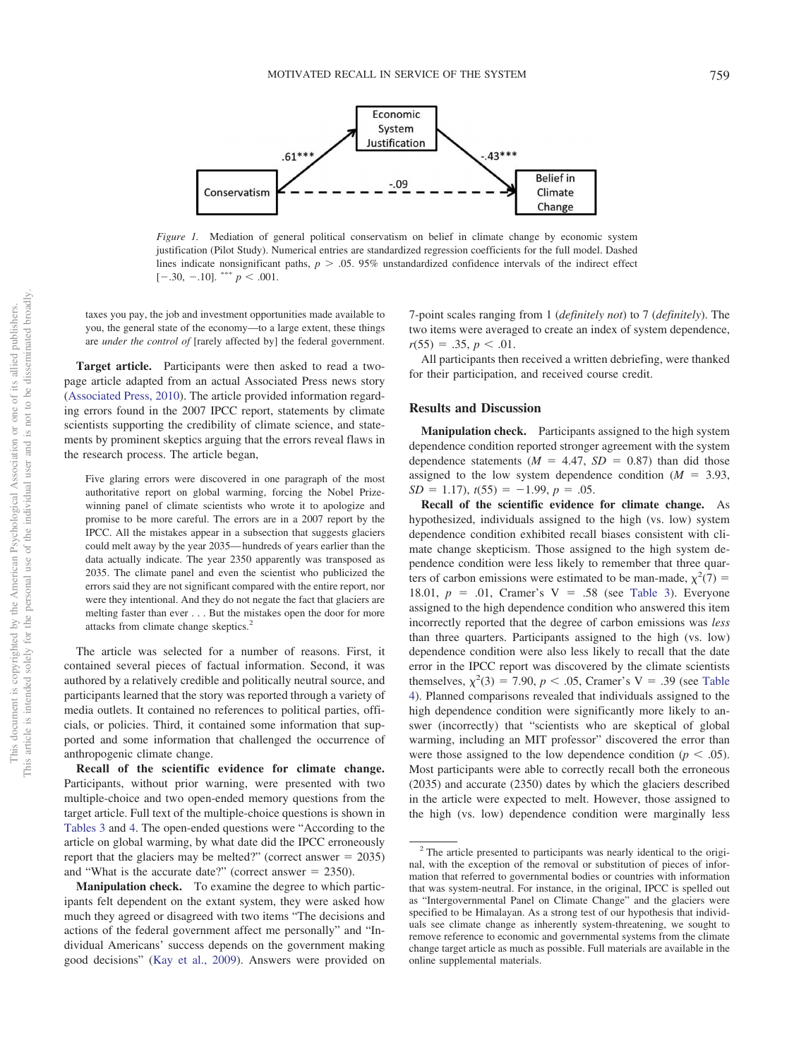Figure 1. Mediation of general political conservatism on belief in climate change by economic system justification (Pilot Study). Numerical entries are standardized regression coefficients for the full model. Dashed lines indicate nonsignificant paths, $p > .05$. 95% unstandardized confidence intervals of the indirect effect [−.30, −.10]. *** $p < .001$.

taxes you pay, the job and investment opportunities made available to you, the general state of the economy—to a large extent, these things are *under the control of* [rarely affected by] the federal government.

**Target article.** Participants were then asked to read a two-page article adapted from an actual Associated Press news story (Associated Press, 2010). The article provided information regarding errors found in the 2007 IPCC report, statements by climate scientists supporting the credibility of climate science, and statements by prominent skeptics arguing that the errors reveal flaws in the research process. The article began,

> Five glaring errors were discovered in one paragraph of the most authoritative report on global warming, forcing the Nobel Prize-winning panel of climate scientists who wrote it to apologize and promise to be more careful. The errors are in a 2007 report by the IPCC. All the mistakes appear in a subsection that suggests glaciers could melt away by the year 2035—hundreds of years earlier than the data actually indicate. The year 2350 apparently was transposed as 2035. The climate panel and even the scientist who publicized the errors said they are not significant compared with the entire report, nor were they intentional. And they do not negate the fact that glaciers are melting faster than ever . . . But the mistakes open the door for more attacks from climate change skeptics.[2]

The article was selected for a number of reasons. First, it contained several pieces of factual information. Second, it was authored by a relatively credible and politically neutral source, and participants learned that the story was reported through a variety of media outlets. It contained no references to political parties, officials, or policies. Third, it contained some information that supported and some information that challenged the occurrence of anthropogenic climate change.

**Recall of the scientific evidence for climate change.** Participants, without prior warning, were presented with two multiple-choice and two open-ended memory questions from the target article. Full text of the multiple-choice questions is shown in Tables 3 and 4. The open-ended questions were "According to the article on global warming, by what date did the IPCC erroneously report that the glaciers may be melted?" (correct answer = 2035) and "What is the accurate date?" (correct answer = 2350).

**Manipulation check.** To examine the degree to which participants felt dependent on the extant system, they were asked how much they agreed or disagreed with two items "The decisions and actions of the federal government affect me personally" and "Individual Americans' success depends on the government making good decisions" (Kay et al., 2009). Answers were provided on 7-point scales ranging from 1 (*definitely not*) to 7 (*definitely*). The two items were averaged to create an index of system dependence, $r(55) = .35$, $p < .01$.

All participants then received a written debriefing, were thanked for their participation, and received course credit.

## Results and Discussion

**Manipulation check.** Participants assigned to the high system dependence condition reported stronger agreement with the system dependence statements ($M = 4.47$, $SD = 0.87$) than did those assigned to the low system dependence condition ($M = 3.93$, $SD = 1.17$), $t(55) = -1.99$, $p = .05$.

**Recall of the scientific evidence for climate change.** As hypothesized, individuals assigned to the high (vs. low) system dependence condition exhibited recall biases consistent with climate change skepticism. Those assigned to the high system dependence condition were less likely to remember that three quarters of carbon emissions were estimated to be man-made, $\chi^2(7) = 18.01$, $p = .01$, Cramer's V $= .58$ (see Table 3). Everyone assigned to the high dependence condition who answered this item incorrectly reported that the degree of carbon emissions was *less* than three quarters. Participants assigned to the high (vs. low) dependence condition were also less likely to recall that the date error in the IPCC report was discovered by the climate scientists themselves, $\chi^2(3) = 7.90$, $p < .05$, Cramer's V $= .39$ (see Table 4). Planned comparisons revealed that individuals assigned to the high dependence condition were significantly more likely to answer (incorrectly) that "scientists who are skeptical of global warming, including an MIT professor" discovered the error than were those assigned to the low dependence condition ($p < .05$). Most participants were able to correctly recall both the erroneous (2035) and accurate (2350) dates by which the glaciers described in the article were expected to melt. However, those assigned to the high (vs. low) dependence condition were marginally less

[2] The article presented to participants was nearly identical to the original, with the exception of the removal or substitution of pieces of information that referred to governmental bodies or countries with information that was system-neutral. For instance, in the original, IPCC is spelled out as "Intergovernmental Panel on Climate Change" and the glaciers were specified to be Himalayan. As a strong test of our hypothesis that individuals see climate change as inherently system-threatening, we sought to remove reference to economic and governmental systems from the climate change target article as much as possible. Full materials are available in the online supplemental materials.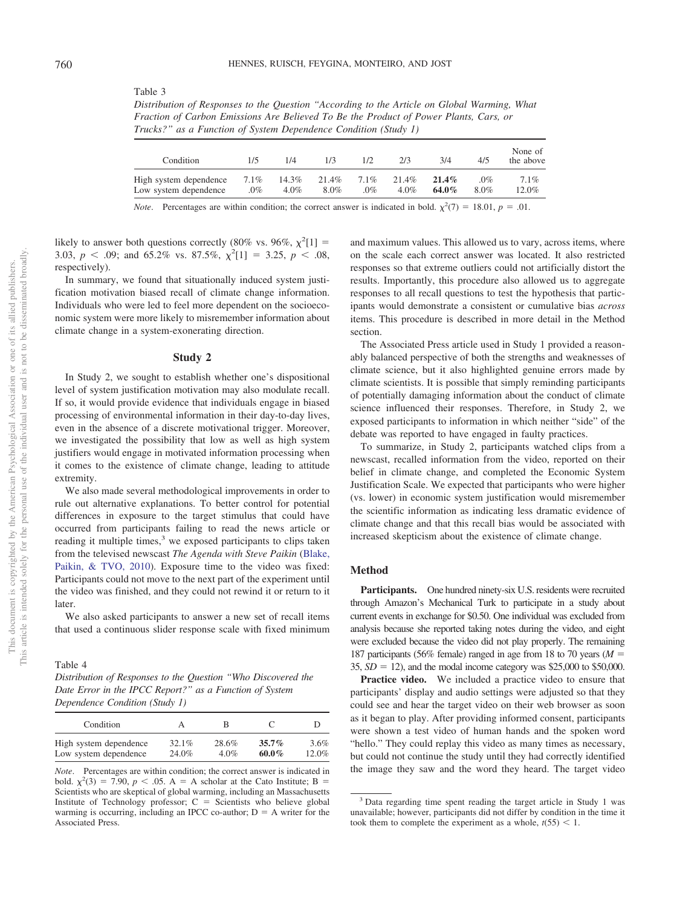Table 3

*Distribution of Responses to the Question "According to the Article on Global Warming, What Fraction of Carbon Emissions Are Believed To Be the Product of Power Plants, Cars, or Trucks?" as a Function of System Dependence Condition (Study 1)*

| Condition | 1/5 | 1/4 | 1/3 | 1/2 | 2/3 | 3/4 | 4/5 | None of the above |
|---|---|---|---|---|---|---|---|---|
| High system dependence | 7.1% | 14.3% | 21.4% | 7.1% | 21.4% | **21.4%** | .0% | 7.1% |
| Low system dependence | .0% | 4.0% | 8.0% | .0% | 4.0% | **64.0%** | 8.0% | 12.0% |

*Note*. Percentages are within condition; the correct answer is indicated in bold. $\chi^2(7) = 18.01$, $p = .01$.

likely to answer both questions correctly (80% vs. 96%, $\chi^2[1] = 3.03$, $p < .09$; and 65.2% vs. 87.5%, $\chi^2[1] = 3.25$, $p < .08$, respectively).

In summary, we found that situationally induced system justification motivation biased recall of climate change information. Individuals who were led to feel more dependent on the socioeconomic system were more likely to misremember information about climate change in a system-exonerating direction.

## Study 2

In Study 2, we sought to establish whether one's dispositional level of system justification motivation may also modulate recall. If so, it would provide evidence that individuals engage in biased processing of environmental information in their day-to-day lives, even in the absence of a discrete motivational trigger. Moreover, we investigated the possibility that low as well as high system justifiers would engage in motivated information processing when it comes to the existence of climate change, leading to attitude extremity.

We also made several methodological improvements in order to rule out alternative explanations. To better control for potential differences in exposure to the target stimulus that could have occurred from participants failing to read the news article or reading it multiple times,[3] we exposed participants to clips taken from the televised newscast *The Agenda with Steve Paikin* (Blake, Paikin, & TVO, 2010). Exposure time to the video was fixed: Participants could not move to the next part of the experiment until the video was finished, and they could not rewind it or return to it later.

We also asked participants to answer a new set of recall items that used a continuous slider response scale with fixed minimum and maximum values. This allowed us to vary, across items, where on the scale each correct answer was located. It also restricted responses so that extreme outliers could not artificially distort the results. Importantly, this procedure also allowed us to aggregate responses to all recall questions to test the hypothesis that participants would demonstrate a consistent or cumulative bias *across* items. This procedure is described in more detail in the Method section.

The Associated Press article used in Study 1 provided a reasonably balanced perspective of both the strengths and weaknesses of climate science, but it also highlighted genuine errors made by climate scientists. It is possible that simply reminding participants of potentially damaging information about the conduct of climate science influenced their responses. Therefore, in Study 2, we exposed participants to information in which neither "side" of the debate was reported to have engaged in faulty practices.

To summarize, in Study 2, participants watched clips from a newscast, recalled information from the video, reported on their belief in climate change, and completed the Economic System Justification Scale. We expected that participants who were higher (vs. lower) in economic system justification would misremember the scientific information as indicating less dramatic evidence of climate change and that this recall bias would be associated with increased skepticism about the existence of climate change.

### Method

**Participants.** One hundred ninety-six U.S. residents were recruited through Amazon's Mechanical Turk to participate in a study about current events in exchange for $0.50. One individual was excluded from analysis because she reported taking notes during the video, and eight were excluded because the video did not play properly. The remaining 187 participants (56% female) ranged in age from 18 to 70 years ($M = 35$, $SD = 12$), and the modal income category was $25,000 to $50,000.

**Practice video.** We included a practice video to ensure that participants' display and audio settings were adjusted so that they could see and hear the target video on their web browser as soon as it began to play. After providing informed consent, participants were shown a test video of human hands and the spoken word "hello." They could replay this video as many times as necessary, but could not continue the study until they had correctly identified the image they saw and the word they heard. The target video

Table 4

*Distribution of Responses to the Question "Who Discovered the Date Error in the IPCC Report?" as a Function of System Dependence Condition (Study 1)*

| Condition | A | B | C | D |
|---|---|---|---|---|
| High system dependence | 32.1% | 28.6% | **35.7%** | 3.6% |
| Low system dependence | 24.0% | 4.0% | **60.0%** | 12.0% |

*Note*. Percentages are within condition; the correct answer is indicated in bold. $\chi^2(3) = 7.90$, $p < .05$. A = A scholar at the Cato Institute; B = Scientists who are skeptical of global warming, including an Massachusetts Institute of Technology professor; C = Scientists who believe global warming is occurring, including an IPCC co-author; D = A writer for the Associated Press.

[3] Data regarding time spent reading the target article in Study 1 was unavailable; however, participants did not differ by condition in the time it took them to complete the experiment as a whole, $t(55) < 1$.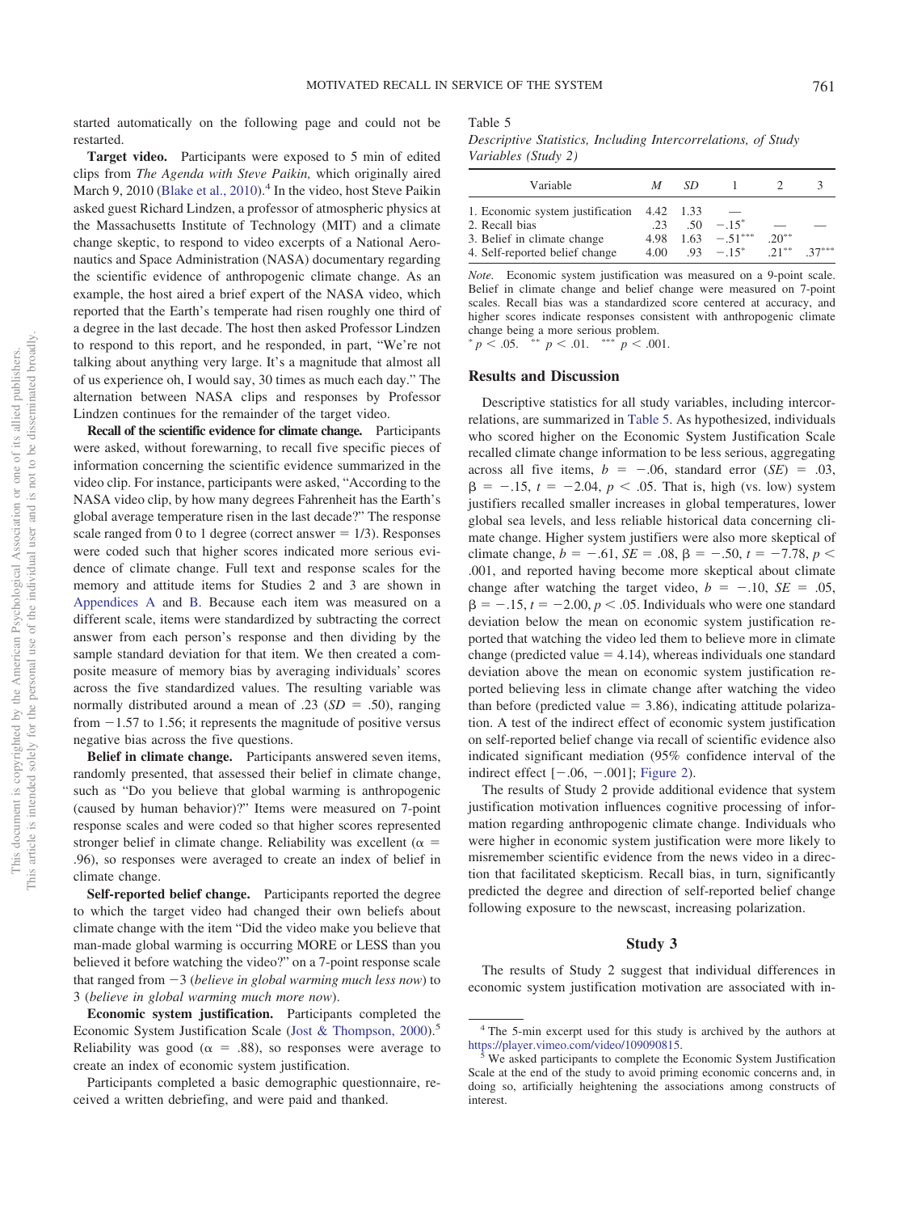started automatically on the following page and could not be restarted.

**Target video.** Participants were exposed to 5 min of edited clips from *The Agenda with Steve Paikin,* which originally aired March 9, 2010 (Blake et al., 2010).[4] In the video, host Steve Paikin asked guest Richard Lindzen, a professor of atmospheric physics at the Massachusetts Institute of Technology (MIT) and a climate change skeptic, to respond to video excerpts of a National Aeronautics and Space Administration (NASA) documentary regarding the scientific evidence of anthropogenic climate change. As an example, the host aired a brief expert of the NASA video, which reported that the Earth's temperate had risen roughly one third of a degree in the last decade. The host then asked Professor Lindzen to respond to this report, and he responded, in part, "We're not talking about anything very large. It's a magnitude that almost all of us experience oh, I would say, 30 times as much each day." The alternation between NASA clips and responses by Professor Lindzen continues for the remainder of the target video.

**Recall of the scientific evidence for climate change.** Participants were asked, without forewarning, to recall five specific pieces of information concerning the scientific evidence summarized in the video clip. For instance, participants were asked, "According to the NASA video clip, by how many degrees Fahrenheit has the Earth's global average temperature risen in the last decade?" The response scale ranged from 0 to 1 degree (correct answer = 1/3). Responses were coded such that higher scores indicated more serious evidence of climate change. Full text and response scales for the memory and attitude items for Studies 2 and 3 are shown in Appendices A and B. Because each item was measured on a different scale, items were standardized by subtracting the correct answer from each person's response and then dividing by the sample standard deviation for that item. We then created a composite measure of memory bias by averaging individuals' scores across the five standardized values. The resulting variable was normally distributed around a mean of .23 ($SD$ = .50), ranging from −1.57 to 1.56; it represents the magnitude of positive versus negative bias across the five questions.

**Belief in climate change.** Participants answered seven items, randomly presented, that assessed their belief in climate change, such as "Do you believe that global warming is anthropogenic (caused by human behavior)?" Items were measured on 7-point response scales and were coded so that higher scores represented stronger belief in climate change. Reliability was excellent ($\alpha$ = .96), so responses were averaged to create an index of belief in climate change.

**Self-reported belief change.** Participants reported the degree to which the target video had changed their own beliefs about climate change with the item "Did the video make you believe that man-made global warming is occurring MORE or LESS than you believed it before watching the video?" on a 7-point response scale that ranged from −3 (*believe in global warming much less now*) to 3 (*believe in global warming much more now*).

**Economic system justification.** Participants completed the Economic System Justification Scale (Jost & Thompson, 2000).[5] Reliability was good ($\alpha$ = .88), so responses were average to create an index of economic system justification.

Participants completed a basic demographic questionnaire, received a written debriefing, and were paid and thanked.

Table 5
*Descriptive Statistics, Including Intercorrelations, of Study Variables (Study 2)*

| Variable | $M$ | $SD$ | 1 | 2 | 3 |
|---|---|---|---|---|---|
| 1. Economic system justification | 4.42 | 1.33 | — | | |
| 2. Recall bias | .23 | .50 | −.15* | — | — |
| 3. Belief in climate change | 4.98 | 1.63 | −.51*** | .20** | |
| 4. Self-reported belief change | 4.00 | .93 | −.15* | .21** | .37*** |

*Note.* Economic system justification was measured on a 9-point scale. Belief in climate change and belief change were measured on 7-point scales. Recall bias was a standardized score centered at accuracy, and higher scores indicate responses consistent with anthropogenic climate change being a more serious problem.
* $p < .05$. ** $p < .01$. *** $p < .001$.

## Results and Discussion

Descriptive statistics for all study variables, including intercorrelations, are summarized in Table 5. As hypothesized, individuals who scored higher on the Economic System Justification Scale recalled climate change information to be less serious, aggregating across all five items, $b = -.06$, standard error ($SE$) = .03, $\beta = -.15$, $t = -2.04$, $p < .05$. That is, high (vs. low) system justifiers recalled smaller increases in global temperatures, lower global sea levels, and less reliable historical data concerning climate change. Higher system justifiers were also more skeptical of climate change, $b = -.61$, $SE = .08$, $\beta = -.50$, $t = -7.78$, $p < .001$, and reported having become more skeptical about climate change after watching the target video, $b = -.10$, $SE = .05$, $\beta = -.15$, $t = -2.00$, $p < .05$. Individuals who were one standard deviation below the mean on economic system justification reported that watching the video led them to believe more in climate change (predicted value = 4.14), whereas individuals one standard deviation above the mean on economic system justification reported believing less in climate change after watching the video than before (predicted value = 3.86), indicating attitude polarization. A test of the indirect effect of economic system justification on self-reported belief change via recall of scientific evidence also indicated significant mediation (95% confidence interval of the indirect effect [−.06, −.001]; Figure 2).

The results of Study 2 provide additional evidence that system justification motivation influences cognitive processing of information regarding anthropogenic climate change. Individuals who were higher in economic system justification were more likely to misremember scientific evidence from the news video in a direction that facilitated skepticism. Recall bias, in turn, significantly predicted the degree and direction of self-reported belief change following exposure to the newscast, increasing polarization.

## Study 3

The results of Study 2 suggest that individual differences in economic system justification motivation are associated with in-

[4] The 5-min excerpt used for this study is archived by the authors at https://player.vimeo.com/video/109090815.

[5] We asked participants to complete the Economic System Justification Scale at the end of the study to avoid priming economic concerns and, in doing so, artificially heightening the associations among constructs of interest.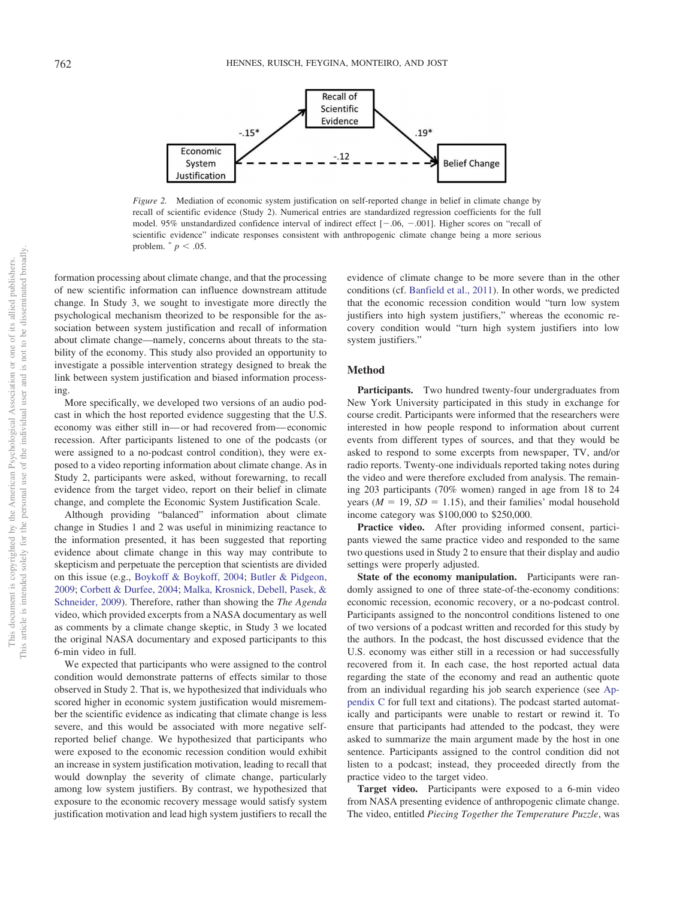*Figure 2.* Mediation of economic system justification on self-reported change in belief in climate change by recall of scientific evidence (Study 2). Numerical entries are standardized regression coefficients for the full model. 95% unstandardized confidence interval of indirect effect [−.06, −.001]. Higher scores on "recall of scientific evidence" indicate responses consistent with anthropogenic climate change being a more serious problem. * $p < .05$.

formation processing about climate change, and that the processing of new scientific information can influence downstream attitude change. In Study 3, we sought to investigate more directly the psychological mechanism theorized to be responsible for the association between system justification and recall of information about climate change—namely, concerns about threats to the stability of the economy. This study also provided an opportunity to investigate a possible intervention strategy designed to break the link between system justification and biased information processing.

More specifically, we developed two versions of an audio podcast in which the host reported evidence suggesting that the U.S. economy was either still in—or had recovered from—economic recession. After participants listened to one of the podcasts (or were assigned to a no-podcast control condition), they were exposed to a video reporting information about climate change. As in Study 2, participants were asked, without forewarning, to recall evidence from the target video, report on their belief in climate change, and complete the Economic System Justification Scale.

Although providing "balanced" information about climate change in Studies 1 and 2 was useful in minimizing reactance to the information presented, it has been suggested that reporting evidence about climate change in this way may contribute to skepticism and perpetuate the perception that scientists are divided on this issue (e.g., Boykoff & Boykoff, 2004; Butler & Pidgeon, 2009; Corbett & Durfee, 2004; Malka, Krosnick, Debell, Pasek, & Schneider, 2009). Therefore, rather than showing the *The Agenda* video, which provided excerpts from a NASA documentary as well as comments by a climate change skeptic, in Study 3 we located the original NASA documentary and exposed participants to this 6-min video in full.

We expected that participants who were assigned to the control condition would demonstrate patterns of effects similar to those observed in Study 2. That is, we hypothesized that individuals who scored higher in economic system justification would misremember the scientific evidence as indicating that climate change is less severe, and this would be associated with more negative self-reported belief change. We hypothesized that participants who were exposed to the economic recession condition would exhibit an increase in system justification motivation, leading to recall that would downplay the severity of climate change, particularly among low system justifiers. By contrast, we hypothesized that exposure to the economic recovery message would satisfy system justification motivation and lead high system justifiers to recall the evidence of climate change to be more severe than in the other conditions (cf. Banfield et al., 2011). In other words, we predicted that the economic recession condition would "turn low system justifiers into high system justifiers," whereas the economic recovery condition would "turn high system justifiers into low system justifiers."

## Method

**Participants.** Two hundred twenty-four undergraduates from New York University participated in this study in exchange for course credit. Participants were informed that the researchers were interested in how people respond to information about current events from different types of sources, and that they would be asked to respond to some excerpts from newspaper, TV, and/or radio reports. Twenty-one individuals reported taking notes during the video and were therefore excluded from analysis. The remaining 203 participants (70% women) ranged in age from 18 to 24 years ($M = 19$, $SD = 1.15$), and their families' modal household income category was $100,000 to $250,000.

**Practice video.** After providing informed consent, participants viewed the same practice video and responded to the same two questions used in Study 2 to ensure that their display and audio settings were properly adjusted.

**State of the economy manipulation.** Participants were randomly assigned to one of three state-of-the-economy conditions: economic recession, economic recovery, or a no-podcast control. Participants assigned to the noncontrol conditions listened to one of two versions of a podcast written and recorded for this study by the authors. In the podcast, the host discussed evidence that the U.S. economy was either still in a recession or had successfully recovered from it. In each case, the host reported actual data regarding the state of the economy and read an authentic quote from an individual regarding his job search experience (see Appendix C for full text and citations). The podcast started automatically and participants were unable to restart or rewind it. To ensure that participants had attended to the podcast, they were asked to summarize the main argument made by the host in one sentence. Participants assigned to the control condition did not listen to a podcast; instead, they proceeded directly from the practice video to the target video.

**Target video.** Participants were exposed to a 6-min video from NASA presenting evidence of anthropogenic climate change. The video, entitled *Piecing Together the Temperature Puzzle*, was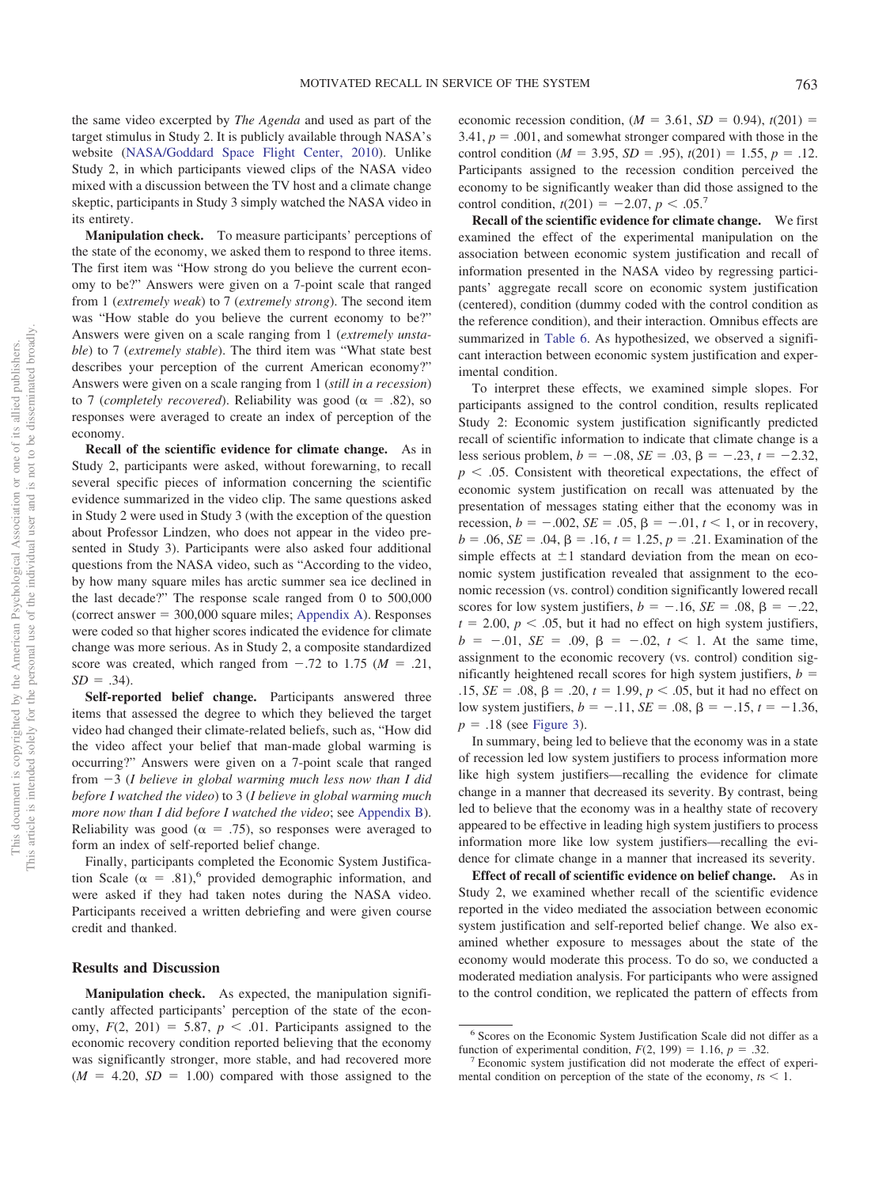the same video excerpted by *The Agenda* and used as part of the target stimulus in Study 2. It is publicly available through NASA's website (NASA/Goddard Space Flight Center, 2010). Unlike Study 2, in which participants viewed clips of the NASA video mixed with a discussion between the TV host and a climate change skeptic, participants in Study 3 simply watched the NASA video in its entirety.

**Manipulation check.** To measure participants' perceptions of the state of the economy, we asked them to respond to three items. The first item was "How strong do you believe the current economy to be?" Answers were given on a 7-point scale that ranged from 1 (*extremely weak*) to 7 (*extremely strong*). The second item was "How stable do you believe the current economy to be?" Answers were given on a scale ranging from 1 (*extremely unstable*) to 7 (*extremely stable*). The third item was "What state best describes your perception of the current American economy?" Answers were given on a scale ranging from 1 (*still in a recession*) to 7 (*completely recovered*). Reliability was good ($\alpha = .82$), so responses were averaged to create an index of perception of the economy.

**Recall of the scientific evidence for climate change.** As in Study 2, participants were asked, without forewarning, to recall several specific pieces of information concerning the scientific evidence summarized in the video clip. The same questions asked in Study 2 were used in Study 3 (with the exception of the question about Professor Lindzen, who does not appear in the video presented in Study 3). Participants were also asked four additional questions from the NASA video, such as "According to the video, by how many square miles has arctic summer sea ice declined in the last decade?" The response scale ranged from 0 to 500,000 (correct answer = 300,000 square miles; Appendix A). Responses were coded so that higher scores indicated the evidence for climate change was more serious. As in Study 2, a composite standardized score was created, which ranged from $-.72$ to 1.75 ($M = .21$, $SD = .34$).

**Self-reported belief change.** Participants answered three items that assessed the degree to which they believed the target video had changed their climate-related beliefs, such as, "How did the video affect your belief that man-made global warming is occurring?" Answers were given on a 7-point scale that ranged from $-3$ (*I believe in global warming much less now than I did before I watched the video*) to 3 (*I believe in global warming much more now than I did before I watched the video*; see Appendix B). Reliability was good ($\alpha = .75$), so responses were averaged to form an index of self-reported belief change.

Finally, participants completed the Economic System Justification Scale ($\alpha = .81$),[6] provided demographic information, and were asked if they had taken notes during the NASA video. Participants received a written debriefing and were given course credit and thanked.

## Results and Discussion

**Manipulation check.** As expected, the manipulation significantly affected participants' perception of the state of the economy, $F(2, 201) = 5.87$, $p < .01$. Participants assigned to the economic recovery condition reported believing that the economy was significantly stronger, more stable, and had recovered more ($M = 4.20$, $SD = 1.00$) compared with those assigned to the economic recession condition, ($M = 3.61$, $SD = 0.94$), $t(201) = 3.41$, $p = .001$, and somewhat stronger compared with those in the control condition ($M = 3.95$, $SD = .95$), $t(201) = 1.55$, $p = .12$. Participants assigned to the recession condition perceived the economy to be significantly weaker than did those assigned to the control condition, $t(201) = -2.07$, $p < .05$.[7]

**Recall of the scientific evidence for climate change.** We first examined the effect of the experimental manipulation on the association between economic system justification and recall of information presented in the NASA video by regressing participants' aggregate recall score on economic system justification (centered), condition (dummy coded with the control condition as the reference condition), and their interaction. Omnibus effects are summarized in Table 6. As hypothesized, we observed a significant interaction between economic system justification and experimental condition.

To interpret these effects, we examined simple slopes. For participants assigned to the control condition, results replicated Study 2: Economic system justification significantly predicted recall of scientific information to indicate that climate change is a less serious problem, $b = -.08$, $SE = .03$, $\beta = -.23$, $t = -2.32$, $p < .05$. Consistent with theoretical expectations, the effect of economic system justification on recall was attenuated by the presentation of messages stating either that the economy was in recession, $b = -.002$, $SE = .05$, $\beta = -.01$, $t < 1$, or in recovery, $b = .06$, $SE = .04$, $\beta = .16$, $t = 1.25$, $p = .21$. Examination of the simple effects at $\pm 1$ standard deviation from the mean on economic system justification revealed that assignment to the economic recession (vs. control) condition significantly lowered recall scores for low system justifiers, $b = -.16$, $SE = .08$, $\beta = -.22$, $t = 2.00$, $p < .05$, but it had no effect on high system justifiers, $b = -.01$, $SE = .09$, $\beta = -.02$, $t < 1$. At the same time, assignment to the economic recovery (vs. control) condition significantly heightened recall scores for high system justifiers, $b = .15$, $SE = .08$, $\beta = .20$, $t = 1.99$, $p < .05$, but it had no effect on low system justifiers, $b = -.11$, $SE = .08$, $\beta = -.15$, $t = -1.36$, $p = .18$ (see Figure 3).

In summary, being led to believe that the economy was in a state of recession led low system justifiers to process information more like high system justifiers—recalling the evidence for climate change in a manner that decreased its severity. By contrast, being led to believe that the economy was in a healthy state of recovery appeared to be effective in leading high system justifiers to process information more like low system justifiers—recalling the evidence for climate change in a manner that increased its severity.

**Effect of recall of scientific evidence on belief change.** As in Study 2, we examined whether recall of the scientific evidence reported in the video mediated the association between economic system justification and self-reported belief change. We also examined whether exposure to messages about the state of the economy would moderate this process. To do so, we conducted a moderated mediation analysis. For participants who were assigned to the control condition, we replicated the pattern of effects from

[6] Scores on the Economic System Justification Scale did not differ as a function of experimental condition, $F(2, 199) = 1.16$, $p = .32$.

[7] Economic system justification did not moderate the effect of experimental condition on perception of the state of the economy, $ts < 1$.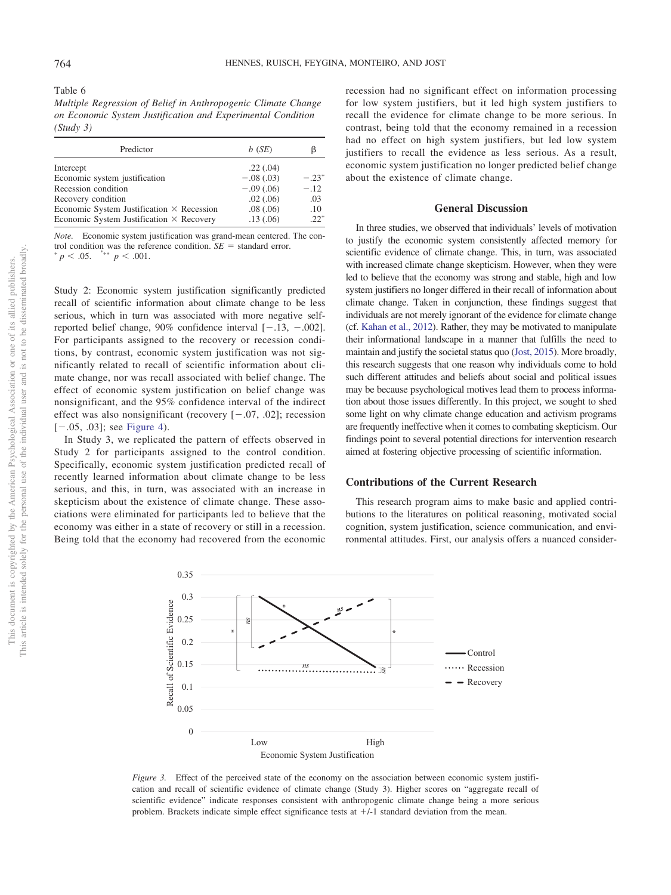Table 6
*Multiple Regression of Belief in Anthropogenic Climate Change on Economic System Justification and Experimental Condition (Study 3)*

| Predictor | *b* (*SE*) | β |
|---|---|---|
| Intercept | .22 (.04) | |
| Economic system justification | −.08 (.03) | −.23* |
| Recession condition | −.09 (.06) | −.12 |
| Recovery condition | .02 (.06) | .03 |
| Economic System Justification × Recession | .08 (.06) | .10 |
| Economic System Justification × Recovery | .13 (.06) | .22* |

*Note.* Economic system justification was grand-mean centered. The control condition was the reference condition. *SE* = standard error.
* $p < .05$. *** $p < .001$.

Study 2: Economic system justification significantly predicted recall of scientific information about climate change to be less serious, which in turn was associated with more negative self-reported belief change, 90% confidence interval [−.13, −.002]. For participants assigned to the recovery or recession conditions, by contrast, economic system justification was not significantly related to recall of scientific information about climate change, nor was recall associated with belief change. The effect of economic system justification on belief change was nonsignificant, and the 95% confidence interval of the indirect effect was also nonsignificant (recovery [−.07, .02]; recession [−.05, .03]; see Figure 4).

In Study 3, we replicated the pattern of effects observed in Study 2 for participants assigned to the control condition. Specifically, economic system justification predicted recall of recently learned information about climate change to be less serious, and this, in turn, was associated with an increase in skepticism about the existence of climate change. These associations were eliminated for participants led to believe that the economy was either in a state of recovery or still in a recession. Being told that the economy had recovered from the economic recession had no significant effect on information processing for low system justifiers, but it led high system justifiers to recall the evidence for climate change to be more serious. In contrast, being told that the economy remained in a recession had no effect on high system justifiers, but led low system justifiers to recall the evidence as less serious. As a result, economic system justification no longer predicted belief change about the existence of climate change.

## General Discussion

In three studies, we observed that individuals' levels of motivation to justify the economic system consistently affected memory for scientific evidence of climate change. This, in turn, was associated with increased climate change skepticism. However, when they were led to believe that the economy was strong and stable, high and low system justifiers no longer differed in their recall of information about climate change. Taken in conjunction, these findings suggest that individuals are not merely ignorant of the evidence for climate change (cf. Kahan et al., 2012). Rather, they may be motivated to manipulate their informational landscape in a manner that fulfills the need to maintain and justify the societal status quo (Jost, 2015). More broadly, this research suggests that one reason why individuals come to hold such different attitudes and beliefs about social and political issues may be because psychological motives lead them to process information about those issues differently. In this project, we sought to shed some light on why climate change education and activism programs are frequently ineffective when it comes to combating skepticism. Our findings point to several potential directions for intervention research aimed at fostering objective processing of scientific information.

### Contributions of the Current Research

This research program aims to make basic and applied contributions to the literatures on political reasoning, motivated social cognition, system justification, science communication, and environmental attitudes. First, our analysis offers a nuanced consider-

*Figure 3.* Effect of the perceived state of the economy on the association between economic system justification and recall of scientific evidence of climate change (Study 3). Higher scores on "aggregate recall of scientific evidence" indicate responses consistent with anthropogenic climate change being a more serious problem. Brackets indicate simple effect significance tests at +/-1 standard deviation from the mean.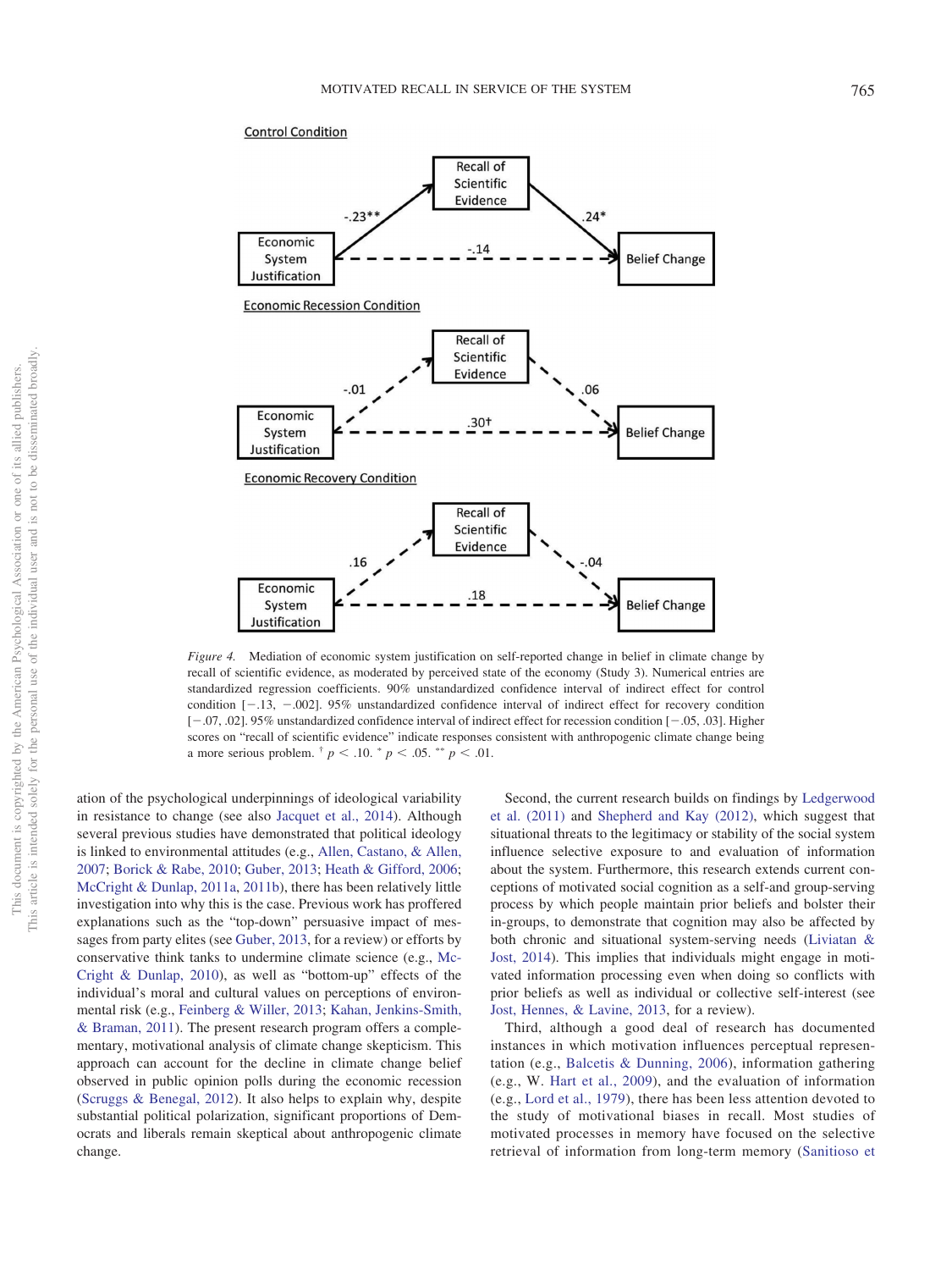Control Condition

Economic System Justification → Recall of Scientific Evidence: -.23**
Recall of Scientific Evidence → Belief Change: .24*
Economic System Justification → Belief Change: -.14

Economic Recession Condition

Economic System Justification → Recall of Scientific Evidence: -.01
Recall of Scientific Evidence → Belief Change: .06
Economic System Justification → Belief Change: .30†

Economic Recovery Condition

Economic System Justification → Recall of Scientific Evidence: .16
Recall of Scientific Evidence → Belief Change: -.04
Economic System Justification → Belief Change: .18

*Figure 4.* Mediation of economic system justification on self-reported change in belief in climate change by recall of scientific evidence, as moderated by perceived state of the economy (Study 3). Numerical entries are standardized regression coefficients. 90% unstandardized confidence interval of indirect effect for control condition [−.13, −.002]. 95% unstandardized confidence interval of indirect effect for recovery condition [−.07, .02]. 95% unstandardized confidence interval of indirect effect for recession condition [−.05, .03]. Higher scores on "recall of scientific evidence" indicate responses consistent with anthropogenic climate change being a more serious problem. † $p < .10$. * $p < .05$. ** $p < .01$.

ation of the psychological underpinnings of ideological variability in resistance to change (see also Jacquet et al., 2014). Although several previous studies have demonstrated that political ideology is linked to environmental attitudes (e.g., Allen, Castano, & Allen, 2007; Borick & Rabe, 2010; Guber, 2013; Heath & Gifford, 2006; McCright & Dunlap, 2011a, 2011b), there has been relatively little investigation into why this is the case. Previous work has proffered explanations such as the "top-down" persuasive impact of messages from party elites (see Guber, 2013, for a review) or efforts by conservative think tanks to undermine climate science (e.g., McCright & Dunlap, 2010), as well as "bottom-up" effects of the individual's moral and cultural values on perceptions of environmental risk (e.g., Feinberg & Willer, 2013; Kahan, Jenkins-Smith, & Braman, 2011). The present research program offers a complementary, motivational analysis of climate change skepticism. This approach can account for the decline in climate change belief observed in public opinion polls during the economic recession (Scruggs & Benegal, 2012). It also helps to explain why, despite substantial political polarization, significant proportions of Democrats and liberals remain skeptical about anthropogenic climate change.

Second, the current research builds on findings by Ledgerwood et al. (2011) and Shepherd and Kay (2012), which suggest that situational threats to the legitimacy or stability of the social system influence selective exposure to and evaluation of information about the system. Furthermore, this research extends current conceptions of motivated social cognition as a self-and group-serving process by which people maintain prior beliefs and bolster their in-groups, to demonstrate that cognition may also be affected by both chronic and situational system-serving needs (Liviatan & Jost, 2014). This implies that individuals might engage in motivated information processing even when doing so conflicts with prior beliefs as well as individual or collective self-interest (see Jost, Hennes, & Lavine, 2013, for a review).

Third, although a good deal of research has documented instances in which motivation influences perceptual representation (e.g., Balcetis & Dunning, 2006), information gathering (e.g., W. Hart et al., 2009), and the evaluation of information (e.g., Lord et al., 1979), there has been less attention devoted to the study of motivational biases in recall. Most studies of motivated processes in memory have focused on the selective retrieval of information from long-term memory (Sanitioso et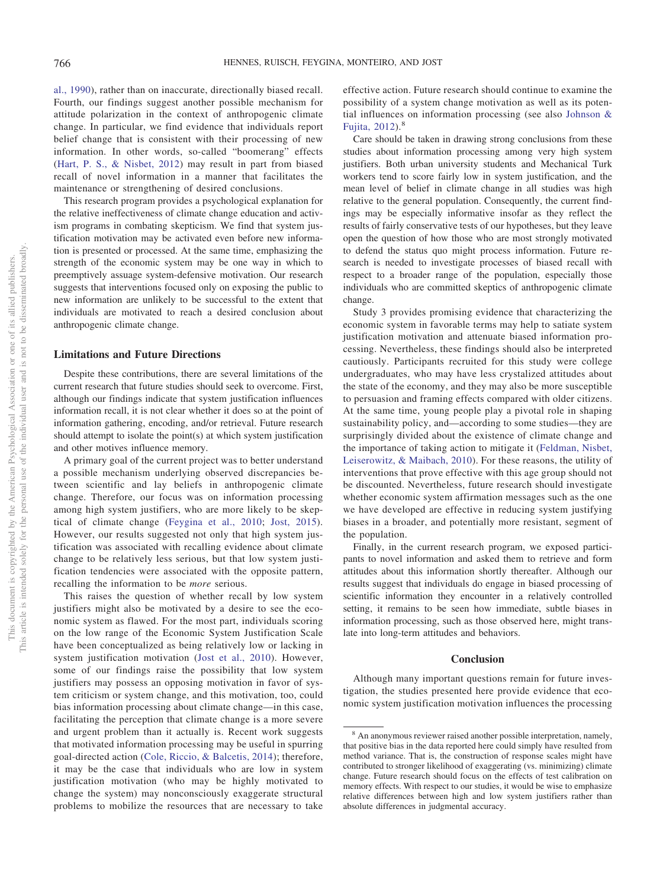al., 1990), rather than on inaccurate, directionally biased recall. Fourth, our findings suggest another possible mechanism for attitude polarization in the context of anthropogenic climate change. In particular, we find evidence that individuals report belief change that is consistent with their processing of new information. In other words, so-called "boomerang" effects (Hart, P. S., & Nisbet, 2012) may result in part from biased recall of novel information in a manner that facilitates the maintenance or strengthening of desired conclusions.

This research program provides a psychological explanation for the relative ineffectiveness of climate change education and activism programs in combating skepticism. We find that system justification motivation may be activated even before new information is presented or processed. At the same time, emphasizing the strength of the economic system may be one way in which to preemptively assuage system-defensive motivation. Our research suggests that interventions focused only on exposing the public to new information are unlikely to be successful to the extent that individuals are motivated to reach a desired conclusion about anthropogenic climate change.

### Limitations and Future Directions

Despite these contributions, there are several limitations of the current research that future studies should seek to overcome. First, although our findings indicate that system justification influences information recall, it is not clear whether it does so at the point of information gathering, encoding, and/or retrieval. Future research should attempt to isolate the point(s) at which system justification and other motives influence memory.

A primary goal of the current project was to better understand a possible mechanism underlying observed discrepancies between scientific and lay beliefs in anthropogenic climate change. Therefore, our focus was on information processing among high system justifiers, who are more likely to be skeptical of climate change (Feygina et al., 2010; Jost, 2015). However, our results suggested not only that high system justification was associated with recalling evidence about climate change to be relatively less serious, but that low system justification tendencies were associated with the opposite pattern, recalling the information to be *more* serious.

This raises the question of whether recall by low system justifiers might also be motivated by a desire to see the economic system as flawed. For the most part, individuals scoring on the low range of the Economic System Justification Scale have been conceptualized as being relatively low or lacking in system justification motivation (Jost et al., 2010). However, some of our findings raise the possibility that low system justifiers may possess an opposing motivation in favor of system criticism or system change, and this motivation, too, could bias information processing about climate change—in this case, facilitating the perception that climate change is a more severe and urgent problem than it actually is. Recent work suggests that motivated information processing may be useful in spurring goal-directed action (Cole, Riccio, & Balcetis, 2014); therefore, it may be the case that individuals who are low in system justification motivation (who may be highly motivated to change the system) may nonconsciously exaggerate structural problems to mobilize the resources that are necessary to take effective action. Future research should continue to examine the possibility of a system change motivation as well as its potential influences on information processing (see also Johnson & Fujita, 2012).[8]

Care should be taken in drawing strong conclusions from these studies about information processing among very high system justifiers. Both urban university students and Mechanical Turk workers tend to score fairly low in system justification, and the mean level of belief in climate change in all studies was high relative to the general population. Consequently, the current findings may be especially informative insofar as they reflect the results of fairly conservative tests of our hypotheses, but they leave open the question of how those who are most strongly motivated to defend the status quo might process information. Future research is needed to investigate processes of biased recall with respect to a broader range of the population, especially those individuals who are committed skeptics of anthropogenic climate change.

Study 3 provides promising evidence that characterizing the economic system in favorable terms may help to satiate system justification motivation and attenuate biased information processing. Nevertheless, these findings should also be interpreted cautiously. Participants recruited for this study were college undergraduates, who may have less crystalized attitudes about the state of the economy, and they may also be more susceptible to persuasion and framing effects compared with older citizens. At the same time, young people play a pivotal role in shaping sustainability policy, and—according to some studies—they are surprisingly divided about the existence of climate change and the importance of taking action to mitigate it (Feldman, Nisbet, Leiserowitz, & Maibach, 2010). For these reasons, the utility of interventions that prove effective with this age group should not be discounted. Nevertheless, future research should investigate whether economic system affirmation messages such as the one we have developed are effective in reducing system justifying biases in a broader, and potentially more resistant, segment of the population.

Finally, in the current research program, we exposed participants to novel information and asked them to retrieve and form attitudes about this information shortly thereafter. Although our results suggest that individuals do engage in biased processing of scientific information they encounter in a relatively controlled setting, it remains to be seen how immediate, subtle biases in information processing, such as those observed here, might translate into long-term attitudes and behaviors.

## Conclusion

Although many important questions remain for future investigation, the studies presented here provide evidence that economic system justification motivation influences the processing

[8] An anonymous reviewer raised another possible interpretation, namely, that positive bias in the data reported here could simply have resulted from method variance. That is, the construction of response scales might have contributed to stronger likelihood of exaggerating (vs. minimizing) climate change. Future research should focus on the effects of test calibration on memory effects. With respect to our studies, it would be wise to emphasize relative differences between high and low system justifiers rather than absolute differences in judgmental accuracy.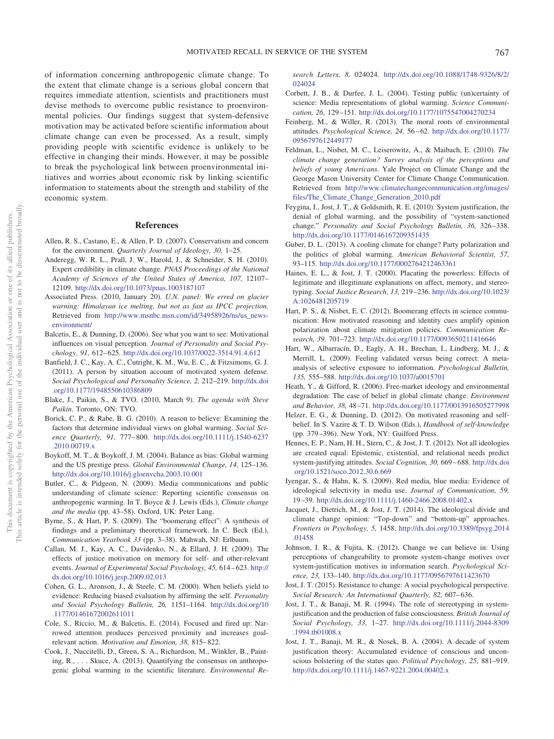of information concerning anthropogenic climate change. To the extent that climate change is a serious global concern that requires immediate attention, scientists and practitioners must devise methods to overcome public resistance to proenvironmental policies. Our findings suggest that system-defensive motivation may be activated before scientific information about climate change can even be processed. As a result, simply providing people with scientific evidence is unlikely to be effective in changing their minds. However, it may be possible to break the psychological link between proenvironmental initiatives and worries about economic risk by linking scientific information to statements about the strength and stability of the economic system.

## References

Allen, R. S., Castano, E., & Allen, P. D. (2007). Conservatism and concern for the environment. *Quarterly Journal of Ideology, 30,* 1–25.

Anderegg, W. R. L., Prall, J. W., Harold, J., & Schneider, S. H. (2010). Expert credibility in climate change. *PNAS Proceedings of the National Academy of Sciences of the United States of America, 107,* 12107–12109. http://dx.doi.org/10.1073/pnas.1003187107

Associated Press. (2010, January 20). *U.N. panel: We erred on glacier warning: Himalayan ice melting, but not as fast as IPCC projection*. Retrieved from http://www.msnbc.msn.com/id/34958926/ns/us_news-environment/

Balcetis, E., & Dunning, D. (2006). See what you want to see: Motivational influences on visual perception. *Journal of Personality and Social Psychology, 91,* 612–625. http://dx.doi.org/10.1037/0022-3514.91.4.612

Banfield, J. C., Kay, A. C., Cutright, K. M., Wu, E. C., & Fitzsimons, G. J. (2011). A person by situation account of motivated system defense. *Social Psychological and Personality Science, 2,* 212–219. http://dx.doi.org/10.1177/1948550610386809

Blake, J., Paikin, S., & TVO. (2010, March 9). *The agenda with Steve Paikin*. Toronto, ON: TVO.

Borick, C. P., & Rabe, B. G. (2010). A reason to believe: Examining the factors that determine individual views on global warming. *Social Science Quarterly, 91,* 777–800. http://dx.doi.org/10.1111/j.1540-6237.2010.00719.x

Boykoff, M. T., & Boykoff, J. M. (2004). Balance as bias: Global warming and the US prestige press. *Global Environmental Change, 14,* 125–136. http://dx.doi.org/10.1016/j.gloenvcha.2003.10.001

Butler, C., & Pidgeon, N. (2009). Media communications and public understanding of climate science: Reporting scientific consensus on anthropogenic warming. In T. Boyce & J. Lewis (Eds.), *Climate change and the media* (pp. 43–58). Oxford, UK: Peter Lang.

Byrne, S., & Hart, P. S. (2009). The "boomerang effect": A synthesis of findings and a preliminary theoretical framework. In C. Beck (Ed.), *Communication Yearbook 33* (pp. 3–38). Mahwah, NJ: Erlbaum.

Callan, M. J., Kay, A. C., Davidenko, N., & Ellard, J. H. (2009). The effects of justice motivation on memory for self- and other-relevant events. *Journal of Experimental Social Psychology, 45,* 614–623. http://dx.doi.org/10.1016/j.jesp.2009.02.013

Cohen, G. L., Aronson, J., & Steele, C. M. (2000). When beliefs yield to evidence: Reducing biased evaluation by affirming the self. *Personality and Social Psychology Bulletin, 26,* 1151–1164. http://dx.doi.org/10.1177/01461672002611011

Cole, S., Riccio, M., & Balcetis, E. (2014). Focused and fired up: Narrowed attention produces perceived proximity and increases goal-relevant action. *Motivation and Emotion, 38,* 815–822.

Cook, J., Nuccitelli, D., Green, S. A., Richardson, M., Winkler, B., Painting, R., . . . Skuce, A. (2013). Quantifying the consensus on anthropogenic global warming in the scientific literature. *Environmental Research Letters, 8,* 024024. http://dx.doi.org/10.1088/1748-9326/8/2/024024

Corbett, J. B., & Durfee, J. L. (2004). Testing public (un)certainty of science: Media representations of global warming. *Science Communication, 26,* 129–151. http://dx.doi.org/10.1177/1075547004270234

Feinberg, M., & Willer, R. (2013). The moral roots of environmental attitudes. *Psychological Science, 24,* 56–62. http://dx.doi.org/10.1177/0956797612449177

Feldman, L., Nisbet, M. C., Leiserowitz, A., & Maibach, E. (2010). *The climate change generation? Survey analysis of the perceptions and beliefs of young Americans*. Yale Project on Climate Change and the George Mason University Center for Climate Change Communication. Retrieved from http://www.climatechangecommunication.org/images/files/The_Climate_Change_Generation_2010.pdf

Feygina, I., Jost, J. T., & Goldsmith, R. E. (2010). System justification, the denial of global warming, and the possibility of "system-sanctioned change." *Personality and Social Psychology Bulletin, 36,* 326–338. http://dx.doi.org/10.1177/0146167209351435

Guber, D. L. (2013). A cooling climate for change? Party polarization and the politics of global warming. *American Behavioral Scientist, 57,* 93–115. http://dx.doi.org/10.1177/0002764212463361

Haines, E. L., & Jost, J. T. (2000). Placating the powerless: Effects of legitimate and illegitimate explanations on affect, memory, and stereotyping. *Social Justice Research, 13,* 219–236. http://dx.doi.org/10.1023/A:1026481205719

Hart, P. S., & Nisbet, E. C. (2012). Boomerang effects in science communication: How motivated reasoning and identity cues amplify opinion polarization about climate mitigation policies. *Communication Research, 39,* 701–723. http://dx.doi.org/10.1177/0093650211416646

Hart, W., Albarracín, D., Eagly, A. H., Brechan, I., Lindberg, M. J., & Merrill, L. (2009). Feeling validated versus being correct: A meta-analysis of selective exposure to information. *Psychological Bulletin, 135,* 555–588. http://dx.doi.org/10.1037/a0015701

Heath, Y., & Gifford, R. (2006). Free-market ideology and environmental degradation: The case of belief in global climate change. *Environment and Behavior, 38,* 48–71. http://dx.doi.org/10.1177/0013916505277998

Helzer, E. G., & Dunning, D. (2012). On motivated reasoning and self-belief. In S. Vazire & T. D. Wilson (Eds.), *Handbook of self-knowledge* (pp. 379–396). New York, NY: Guilford Press.

Hennes, E. P., Nam, H. H., Stern, C., & Jost, J. T. (2012). Not all ideologies are created equal: Epistemic, existential, and relational needs predict system-justifying attitudes. *Social Cognition, 30,* 669–688. http://dx.doi.org/10.1521/soco.2012.30.6.669

Iyengar, S., & Hahn, K. S. (2009). Red media, blue media: Evidence of ideological selectivity in media use. *Journal of Communication, 59,* 19–39. http://dx.doi.org/10.1111/j.1460-2466.2008.01402.x

Jacquet, J., Dietrich, M., & Jost, J. T. (2014). The ideological divide and climate change opinion: "Top-down" and "bottom-up" approaches. *Frontiers in Psychology, 5,* 1458. http://dx.doi.org/10.3389/fpsyg.2014.01458

Johnson, I. R., & Fujita, K. (2012). Change we can believe in: Using perceptions of changeability to promote system-change motives over system-justification motives in information search. *Psychological Science, 23,* 133–140. http://dx.doi.org/10.1177/0956797611423670

Jost, J. T. (2015). Resistance to change: A social psychological perspective. *Social Research: An International Quarterly, 82,* 607–636.

Jost, J. T., & Banaji, M. R. (1994). The role of stereotyping in system-justification and the production of false consciousness. *British Journal of Social Psychology, 33,* 1–27. http://dx.doi.org/10.1111/j.2044-8309.1994.tb01008.x

Jost, J. T., Banaji, M. R., & Nosek, B. A. (2004). A decade of system justification theory: Accumulated evidence of conscious and unconscious bolstering of the status quo. *Political Psychology, 25,* 881–919. http://dx.doi.org/10.1111/j.1467-9221.2004.00402.x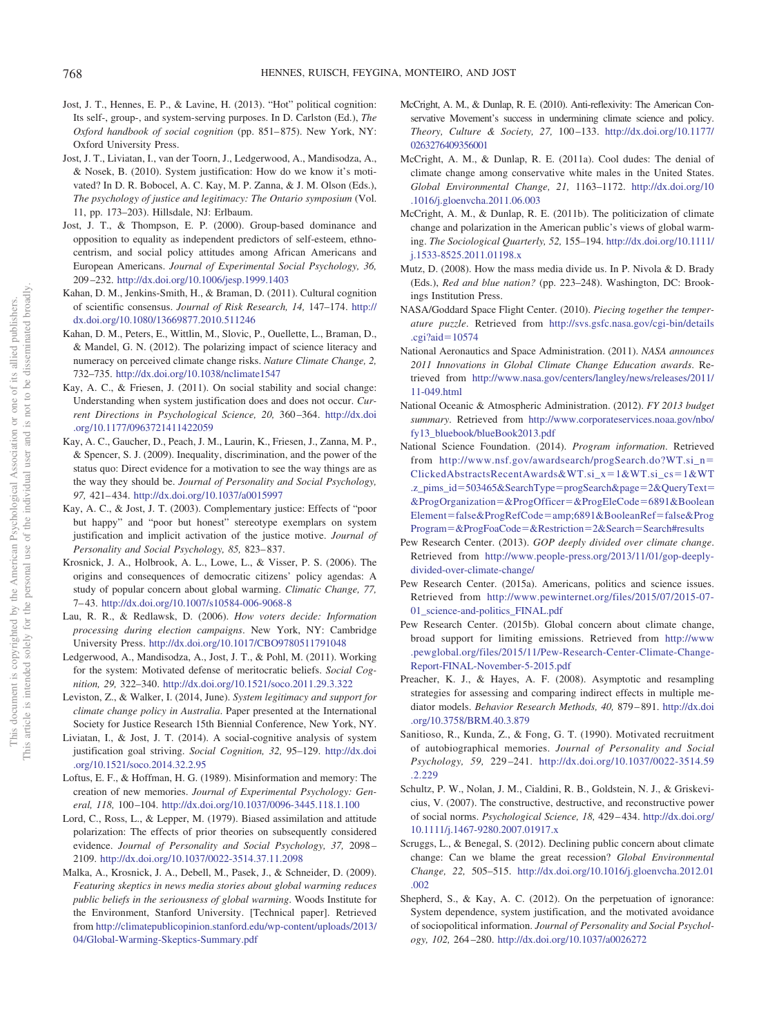Jost, J. T., Hennes, E. P., & Lavine, H. (2013). "Hot" political cognition: Its self-, group-, and system-serving purposes. In D. Carlston (Ed.), *The Oxford handbook of social cognition* (pp. 851–875). New York, NY: Oxford University Press.

Jost, J. T., Liviatan, I., van der Toorn, J., Ledgerwood, A., Mandisodza, A., & Nosek, B. (2010). System justification: How do we know it's motivated? In D. R. Bobocel, A. C. Kay, M. P. Zanna, & J. M. Olson (Eds.), *The psychology of justice and legitimacy: The Ontario symposium* (Vol. 11, pp. 173–203). Hillsdale, NJ: Erlbaum.

Jost, J. T., & Thompson, E. P. (2000). Group-based dominance and opposition to equality as independent predictors of self-esteem, ethnocentrism, and social policy attitudes among African Americans and European Americans. *Journal of Experimental Social Psychology, 36,* 209–232. http://dx.doi.org/10.1006/jesp.1999.1403

Kahan, D. M., Jenkins-Smith, H., & Braman, D. (2011). Cultural cognition of scientific consensus. *Journal of Risk Research, 14,* 147–174. http://dx.doi.org/10.1080/13669877.2010.511246

Kahan, D. M., Peters, E., Wittlin, M., Slovic, P., Ouellette, L., Braman, D., & Mandel, G. N. (2012). The polarizing impact of science literacy and numeracy on perceived climate change risks. *Nature Climate Change, 2,* 732–735. http://dx.doi.org/10.1038/nclimate1547

Kay, A. C., & Friesen, J. (2011). On social stability and social change: Understanding when system justification does and does not occur. *Current Directions in Psychological Science, 20,* 360–364. http://dx.doi.org/10.1177/0963721411422059

Kay, A. C., Gaucher, D., Peach, J. M., Laurin, K., Friesen, J., Zanna, M. P., & Spencer, S. J. (2009). Inequality, discrimination, and the power of the status quo: Direct evidence for a motivation to see the way things are as the way they should be. *Journal of Personality and Social Psychology, 97,* 421–434. http://dx.doi.org/10.1037/a0015997

Kay, A. C., & Jost, J. T. (2003). Complementary justice: Effects of "poor but happy" and "poor but honest" stereotype exemplars on system justification and implicit activation of the justice motive. *Journal of Personality and Social Psychology, 85,* 823–837.

Krosnick, J. A., Holbrook, A. L., Lowe, L., & Visser, P. S. (2006). The origins and consequences of democratic citizens' policy agendas: A study of popular concern about global warming. *Climatic Change, 77,* 7–43. http://dx.doi.org/10.1007/s10584-006-9068-8

Lau, R. R., & Redlawsk, D. (2006). *How voters decide: Information processing during election campaigns*. New York, NY: Cambridge University Press. http://dx.doi.org/10.1017/CBO9780511791048

Ledgerwood, A., Mandisodza, A., Jost, J. T., & Pohl, M. (2011). Working for the system: Motivated defense of meritocratic beliefs. *Social Cognition, 29,* 322–340. http://dx.doi.org/10.1521/soco.2011.29.3.322

Leviston, Z., & Walker, I. (2014, June). *System legitimacy and support for climate change policy in Australia*. Paper presented at the International Society for Justice Research 15th Biennial Conference, New York, NY.

Liviatan, I., & Jost, J. T. (2014). A social-cognitive analysis of system justification goal striving. *Social Cognition, 32,* 95–129. http://dx.doi.org/10.1521/soco.2014.32.2.95

Loftus, E. F., & Hoffman, H. G. (1989). Misinformation and memory: The creation of new memories. *Journal of Experimental Psychology: General, 118,* 100–104. http://dx.doi.org/10.1037/0096-3445.118.1.100

Lord, C., Ross, L., & Lepper, M. (1979). Biased assimilation and attitude polarization: The effects of prior theories on subsequently considered evidence. *Journal of Personality and Social Psychology, 37,* 2098–2109. http://dx.doi.org/10.1037/0022-3514.37.11.2098

Malka, A., Krosnick, J. A., Debell, M., Pasek, J., & Schneider, D. (2009). *Featuring skeptics in news media stories about global warming reduces public beliefs in the seriousness of global warming*. Woods Institute for the Environment, Stanford University. [Technical paper]. Retrieved from http://climatepublicopinion.stanford.edu/wp-content/uploads/2013/04/Global-Warming-Skeptics-Summary.pdf

McCright, A. M., & Dunlap, R. E. (2010). Anti-reflexivity: The American Conservative Movement's success in undermining climate science and policy. *Theory, Culture & Society, 27,* 100–133. http://dx.doi.org/10.1177/0263276409356001

McCright, A. M., & Dunlap, R. E. (2011a). Cool dudes: The denial of climate change among conservative white males in the United States. *Global Environmental Change, 21,* 1163–1172. http://dx.doi.org/10.1016/j.gloenvcha.2011.06.003

McCright, A. M., & Dunlap, R. E. (2011b). The politicization of climate change and polarization in the American public's views of global warming. *The Sociological Quarterly, 52,* 155–194. http://dx.doi.org/10.1111/j.1533-8525.2011.01198.x

Mutz, D. (2008). How the mass media divide us. In P. Nivola & D. Brady (Eds.), *Red and blue nation?* (pp. 223–248). Washington, DC: Brookings Institution Press.

NASA/Goddard Space Flight Center. (2010). *Piecing together the temperature puzzle*. Retrieved from http://svs.gsfc.nasa.gov/cgi-bin/details.cgi?aid=10574

National Aeronautics and Space Administration. (2011). *NASA announces 2011 Innovations in Global Climate Change Education awards*. Retrieved from http://www.nasa.gov/centers/langley/news/releases/2011/11-049.html

National Oceanic & Atmospheric Administration. (2012). *FY 2013 budget summary*. Retrieved from http://www.corporateservices.noaa.gov/nbo/fy13_bluebook/blueBook2013.pdf

National Science Foundation. (2014). *Program information*. Retrieved from http://www.nsf.gov/awardsearch/progSearch.do?WT.si_n=ClickedAbstractsRecentAwards&WT.si_x=1&WT.si_cs=1&WT.z_pims_id=503465&SearchType=progSearch&page=2&QueryText=&ProgOrganization=&ProgOfficer=&ProgEleCode=6891&BooleanElement=false&ProgRefCode=amp;6891&BooleanRef=false&ProgProgram=&ProgFoaCode=&Restriction=2&Search=Search#results

Pew Research Center. (2013). *GOP deeply divided over climate change*. Retrieved from http://www.people-press.org/2013/11/01/gop-deeply-divided-over-climate-change/

Pew Research Center. (2015a). Americans, politics and science issues. Retrieved from http://www.pewinternet.org/files/2015/07/2015-07-01_science-and-politics_FINAL.pdf

Pew Research Center. (2015b). Global concern about climate change, broad support for limiting emissions. Retrieved from http://www.pewglobal.org/files/2015/11/Pew-Research-Center-Climate-Change-Report-FINAL-November-5-2015.pdf

Preacher, K. J., & Hayes, A. F. (2008). Asymptotic and resampling strategies for assessing and comparing indirect effects in multiple mediator models. *Behavior Research Methods, 40,* 879–891. http://dx.doi.org/10.3758/BRM.40.3.879

Sanitioso, R., Kunda, Z., & Fong, G. T. (1990). Motivated recruitment of autobiographical memories. *Journal of Personality and Social Psychology, 59,* 229–241. http://dx.doi.org/10.1037/0022-3514.59.2.229

Schultz, P. W., Nolan, J. M., Cialdini, R. B., Goldstein, N. J., & Griskevicius, V. (2007). The constructive, destructive, and reconstructive power of social norms. *Psychological Science, 18,* 429–434. http://dx.doi.org/10.1111/j.1467-9280.2007.01917.x

Scruggs, L., & Benegal, S. (2012). Declining public concern about climate change: Can we blame the great recession? *Global Environmental Change, 22,* 505–515. http://dx.doi.org/10.1016/j.gloenvcha.2012.01.002

Shepherd, S., & Kay, A. C. (2012). On the perpetuation of ignorance: System dependence, system justification, and the motivated avoidance of sociopolitical information. *Journal of Personality and Social Psychology, 102,* 264–280. http://dx.doi.org/10.1037/a0026272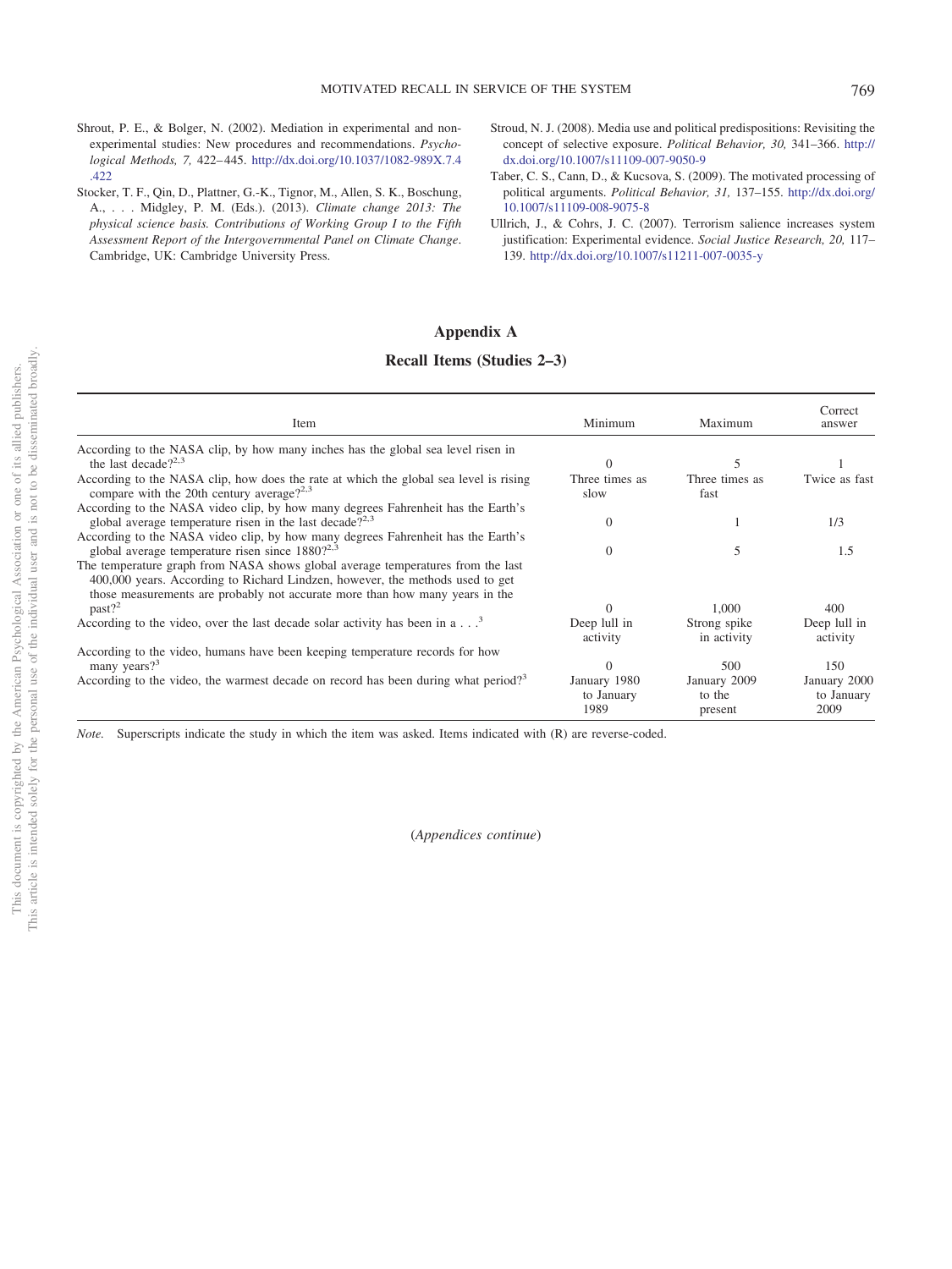Shrout, P. E., & Bolger, N. (2002). Mediation in experimental and nonexperimental studies: New procedures and recommendations. *Psychological Methods, 7,* 422–445. http://dx.doi.org/10.1037/1082-989X.7.4.422

Stocker, T. F., Qin, D., Plattner, G.-K., Tignor, M., Allen, S. K., Boschung, A., . . . Midgley, P. M. (Eds.). (2013). *Climate change 2013: The physical science basis. Contributions of Working Group I to the Fifth Assessment Report of the Intergovernmental Panel on Climate Change*. Cambridge, UK: Cambridge University Press.

Stroud, N. J. (2008). Media use and political predispositions: Revisiting the concept of selective exposure. *Political Behavior, 30,* 341–366. http://dx.doi.org/10.1007/s11109-007-9050-9

Taber, C. S., Cann, D., & Kucsova, S. (2009). The motivated processing of political arguments. *Political Behavior, 31,* 137–155. http://dx.doi.org/10.1007/s11109-008-9075-8

Ullrich, J., & Cohrs, J. C. (2007). Terrorism salience increases system justification: Experimental evidence. *Social Justice Research, 20,* 117–139. http://dx.doi.org/10.1007/s11211-007-0035-y

## Appendix A

### Recall Items (Studies 2–3)

| Item | Minimum | Maximum | Correct answer |
|---|---|---|---|
| According to the NASA clip, by how many inches has the global sea level risen in the last decade?[2,3] | 0 | 5 | 1 |
| According to the NASA clip, how does the rate at which the global sea level is rising compare with the 20th century average?[2,3] | Three times as slow | Three times as fast | Twice as fast |
| According to the NASA video clip, by how many degrees Fahrenheit has the Earth's global average temperature risen in the last decade?[2,3] | 0 | 1 | 1/3 |
| According to the NASA video clip, by how many degrees Fahrenheit has the Earth's global average temperature risen since 1880?[2,3] | 0 | 5 | 1.5 |
| The temperature graph from NASA shows global average temperatures from the last 400,000 years. According to Richard Lindzen, however, the methods used to get those measurements are probably not accurate more than how many years in the past?[2] | 0 | 1,000 | 400 |
| According to the video, over the last decade solar activity has been in a . . .[3] | Deep lull in activity | Strong spike in activity | Deep lull in activity |
| According to the video, humans have been keeping temperature records for how many years?[3] | 0 | 500 | 150 |
| According to the video, the warmest decade on record has been during what period?[3] | January 1980 to January 1989 | January 2009 to the present | January 2000 to January 2009 |

*Note.* Superscripts indicate the study in which the item was asked. Items indicated with (R) are reverse-coded.

(*Appendices continue*)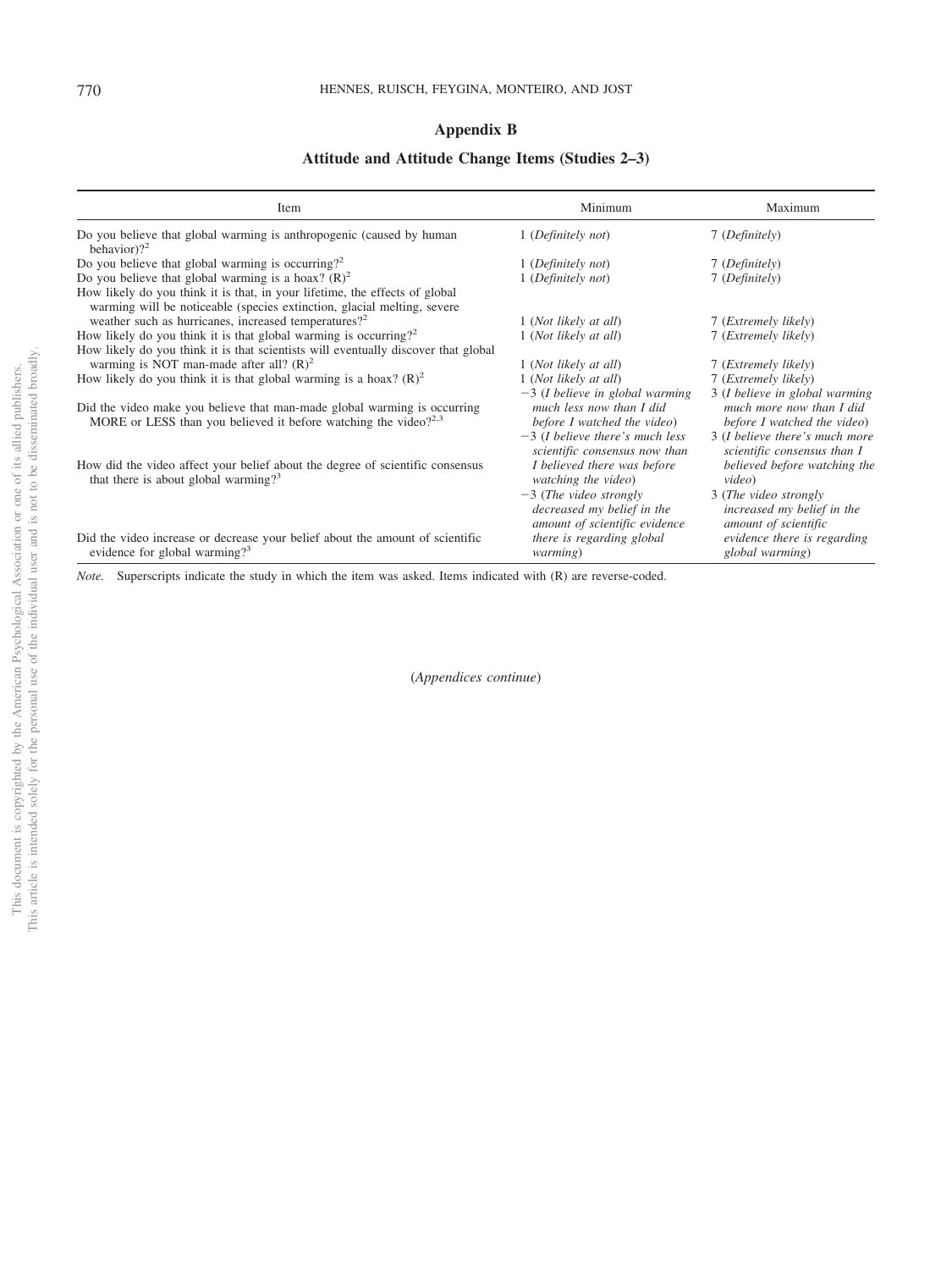## Appendix B

### Attitude and Attitude Change Items (Studies 2–3)

| Item | Minimum | Maximum |
|---|---|---|
| Do you believe that global warming is anthropogenic (caused by human behavior)?[2] | 1 (*Definitely not*) | 7 (*Definitely*) |
| Do you believe that global warming is occurring?[2] | 1 (*Definitely not*) | 7 (*Definitely*) |
| Do you believe that global warming is a hoax? (R)[2] | 1 (*Definitely not*) | 7 (*Definitely*) |
| How likely do you think it is that, in your lifetime, the effects of global warming will be noticeable (species extinction, glacial melting, severe weather such as hurricanes, increased temperatures?[2] | 1 (*Not likely at all*) | 7 (*Extremely likely*) |
| How likely do you think it is that global warming is occurring?[2] | 1 (*Not likely at all*) | 7 (*Extremely likely*) |
| How likely do you think it is that scientists will eventually discover that global warming is NOT man-made after all? (R)[2] | 1 (*Not likely at all*) | 7 (*Extremely likely*) |
| How likely do you think it is that global warming is a hoax? (R)[2] | 1 (*Not likely at all*) | 7 (*Extremely likely*) |
| Did the video make you believe that man-made global warming is occurring MORE or LESS than you believed it before watching the video?[2,3] | −3 (*I believe in global warming much less now than I did before I watched the video*) | 3 (*I believe in global warming much more now than I did before I watched the video*) |
| How did the video affect your belief about the degree of scientific consensus that there is about global warming?[3] | −3 (*I believe there's much less scientific consensus now than I believed there was before watching the video*) | 3 (*I believe there's much more scientific consensus than I believed before watching the video*) |
| Did the video increase or decrease your belief about the amount of scientific evidence for global warming?[3] | −3 (*The video strongly decreased my belief in the amount of scientific evidence there is regarding global warming*) | 3 (*The video strongly increased my belief in the amount of scientific evidence there is regarding global warming*) |

*Note.* Superscripts indicate the study in which the item was asked. Items indicated with (R) are reverse-coded.

(*Appendices continue*)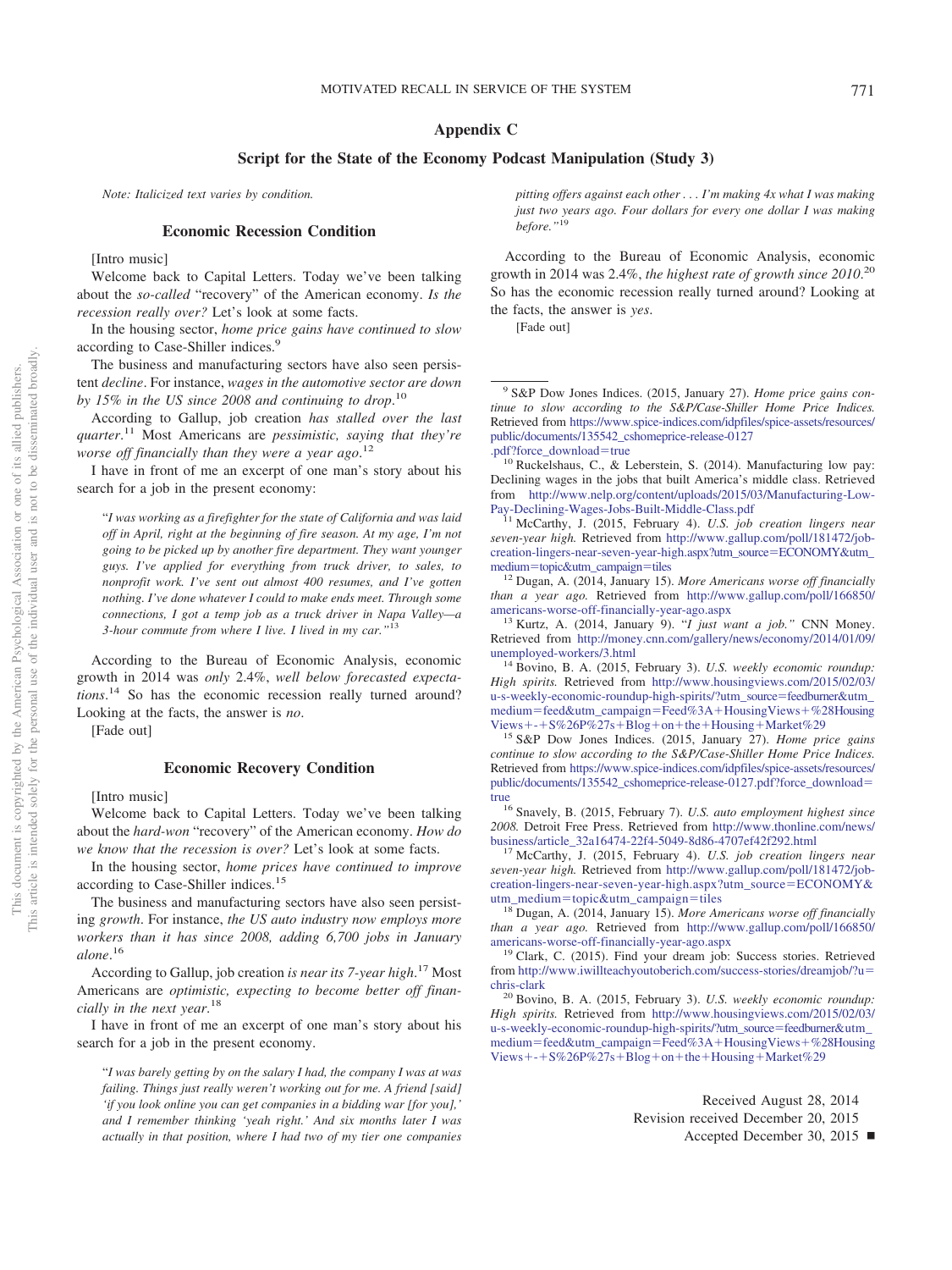## Appendix C

### Script for the State of the Economy Podcast Manipulation (Study 3)

*Note:* Italicized text varies by condition.

#### Economic Recession Condition

[Intro music]

Welcome back to Capital Letters. Today we've been talking about the *so-called* "recovery" of the American economy. *Is the recession really over?* Let's look at some facts.

In the housing sector, *home price gains have continued to slow* according to Case-Shiller indices.[9]

The business and manufacturing sectors have also seen persistent *decline*. For instance, *wages in the automotive sector are down by 15% in the US since 2008 and continuing to drop*.[10]

According to Gallup, job creation *has stalled over the last quarter*.[11] Most Americans are *pessimistic, saying that they're worse off financially than they were a year ago*.[12]

I have in front of me an excerpt of one man's story about his search for a job in the present economy:

> "*I was working as a firefighter for the state of California and was laid off in April, right at the beginning of fire season. At my age, I'm not going to be picked up by another fire department. They want younger guys. I've applied for everything from truck driver, to sales, to nonprofit work. I've sent out almost 400 resumes, and I've gotten nothing. I've done whatever I could to make ends meet. Through some connections, I got a temp job as a truck driver in Napa Valley—a 3-hour commute from where I live. I lived in my car.*"[13]

According to the Bureau of Economic Analysis, economic growth in 2014 was *only* 2.4%, *well below forecasted expectations*.[14] So has the economic recession really turned around? Looking at the facts, the answer is *no*.

[Fade out]

#### Economic Recovery Condition

[Intro music]

Welcome back to Capital Letters. Today we've been talking about the *hard-won* "recovery" of the American economy. *How do we know that the recession is over?* Let's look at some facts.

In the housing sector, *home prices have continued to improve* according to Case-Shiller indices.[15]

The business and manufacturing sectors have also seen persisting *growth*. For instance, *the US auto industry now employs more workers than it has since 2008, adding 6,700 jobs in January alone*.[16]

According to Gallup, job creation *is near its 7-year high*.[17] Most Americans are *optimistic, expecting to become better off financially in the next year*.[18]

I have in front of me an excerpt of one man's story about his search for a job in the present economy.

> "*I was barely getting by on the salary I had, the company I was at was failing. Things just really weren't working out for me. A friend [said] 'if you look online you can get companies in a bidding war [for you],' and I remember thinking 'yeah right.' And six months later I was actually in that position, where I had two of my tier one companies pitting offers against each other . . . I'm making 4x what I was making just two years ago. Four dollars for every one dollar I was making before.*"[19]

According to the Bureau of Economic Analysis, economic growth in 2014 was 2.4%, *the highest rate of growth since 2010*.[20] So has the economic recession really turned around? Looking at the facts, the answer is *yes*.

[Fade out]

---

[9] S&P Dow Jones Indices. (2015, January 27). *Home price gains continue to slow according to the S&P/Case-Shiller Home Price Indices.* Retrieved from https://www.spice-indices.com/idpfiles/spice-assets/resources/public/documents/135542_cshomeprice-release-0127.pdf?force_download=true

[10] Ruckelshaus, C., & Leberstein, S. (2014). Manufacturing low pay: Declining wages in the jobs that built America's middle class. Retrieved from http://www.nelp.org/content/uploads/2015/03/Manufacturing-Low-Pay-Declining-Wages-Jobs-Built-Middle-Class.pdf

[11] McCarthy, J. (2015, February 4). *U.S. job creation lingers near seven-year high.* Retrieved from http://www.gallup.com/poll/181472/job-creation-lingers-near-seven-year-high.aspx?utm_source=ECONOMY&utm_medium=topic&utm_campaign=tiles

[12] Dugan, A. (2014, January 15). *More Americans worse off financially than a year ago.* Retrieved from http://www.gallup.com/poll/166850/americans-worse-off-financially-year-ago.aspx

[13] Kurtz, A. (2014, January 9). *"I just want a job."* CNN Money. Retrieved from http://money.cnn.com/gallery/news/economy/2014/01/09/unemployed-workers/3.html

[14] Bovino, B. A. (2015, February 3). *U.S. weekly economic roundup: High spirits.* Retrieved from http://www.housingviews.com/2015/02/03/u-s-weekly-economic-roundup-high-spirits/?utm_source=feedburner&utm_medium=feed&utm_campaign=Feed%3A+HousingViews+%28Housing Views+-+S%26P%27s+Blog+on+the+Housing+Market%29

[15] S&P Dow Jones Indices. (2015, January 27). *Home price gains continue to slow according to the S&P/Case-Shiller Home Price Indices.* Retrieved from https://www.spice-indices.com/idpfiles/spice-assets/resources/public/documents/135542_cshomeprice-release-0127.pdf?force_download=true

[16] Snavely, B. (2015, February 7). *U.S. auto employment highest since 2008.* Detroit Free Press. Retrieved from http://www.thonline.com/news/business/article_32a16474-22f4-5049-8d86-4707ef42f292.html

[17] McCarthy, J. (2015, February 4). *U.S. job creation lingers near seven-year high.* Retrieved from http://www.gallup.com/poll/181472/job-creation-lingers-near-seven-year-high.aspx?utm_source=ECONOMY&utm_medium=topic&utm_campaign=tiles

[18] Dugan, A. (2014, January 15). *More Americans worse off financially than a year ago.* Retrieved from http://www.gallup.com/poll/166850/americans-worse-off-financially-year-ago.aspx

[19] Clark, C. (2015). Find your dream job: Success stories. Retrieved from http://www.iwillteachyoutoberich.com/success-stories/dreamjob/?u=chris-clark

[20] Bovino, B. A. (2015, February 3). *U.S. weekly economic roundup: High spirits.* Retrieved from http://www.housingviews.com/2015/02/03/u-s-weekly-economic-roundup-high-spirits/?utm_source=feedburner&utm_medium=feed&utm_campaign=Feed%3A+HousingViews+%28Housing Views+-+S%26P%27s+Blog+on+the+Housing+Market%29

Received August 28, 2014
Revision received December 20, 2015
Accepted December 30, 2015 ■